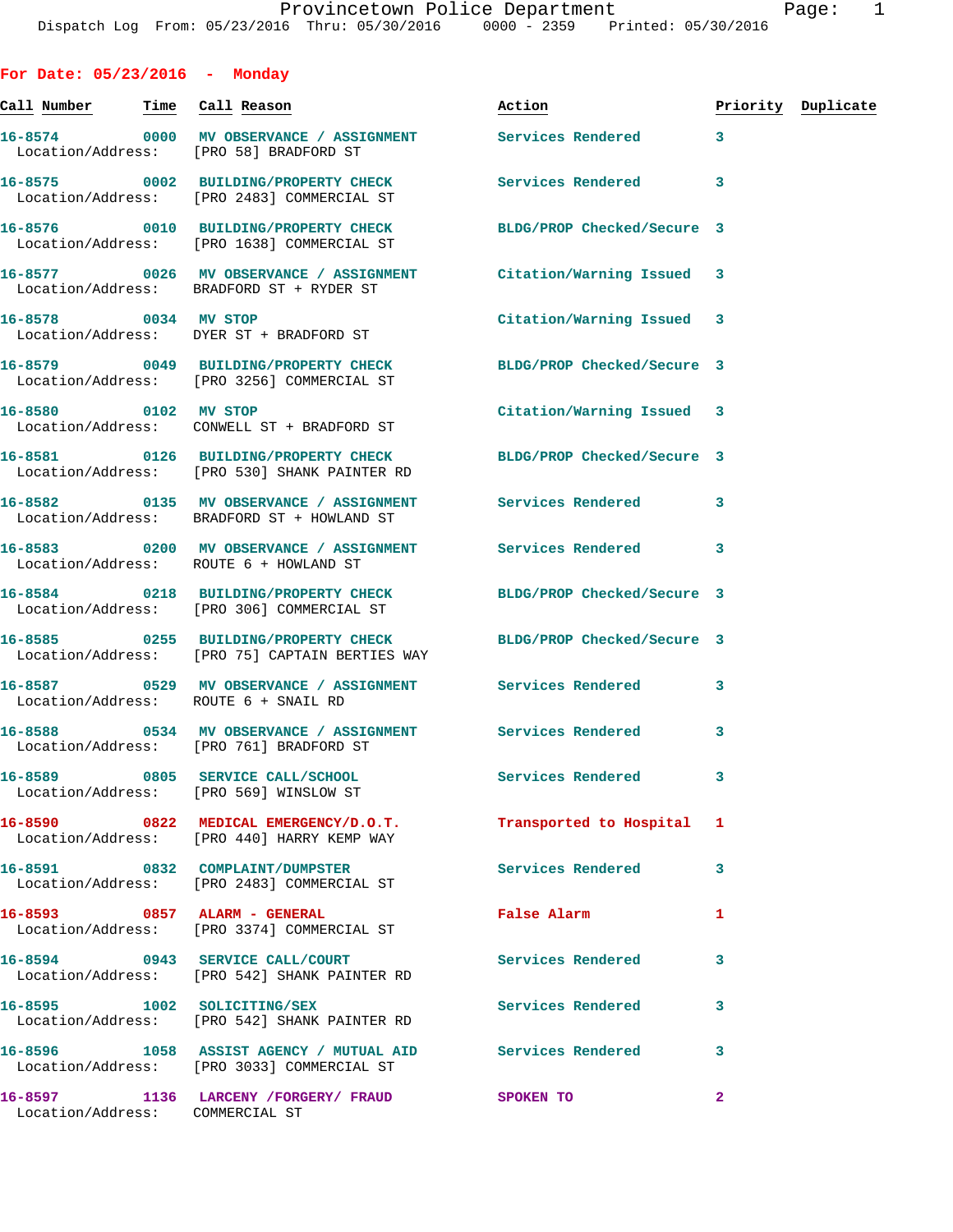Provincetown Police Department
Dispatch Log From: 05/23/2016 Thru: 05/30/2016 0000 - 2359 Printed: 05/30/2016

## For Date: 05/23/2016 - Monday

| Call Number | Time | Call Reason | Action | Priority | Duplicate |
|---|---|---|---|---|---|
| 16-8574 | 0000 | MV OBSERVANCE / ASSIGNMENT | Services Rendered | 3 | |
| Location/Address: | | [PRO 58] BRADFORD ST | | | |
| 16-8575 | 0002 | BUILDING/PROPERTY CHECK | Services Rendered | 3 | |
| Location/Address: | | [PRO 2483] COMMERCIAL ST | | | |
| 16-8576 | 0010 | BUILDING/PROPERTY CHECK | BLDG/PROP Checked/Secure | 3 | |
| Location/Address: | | [PRO 1638] COMMERCIAL ST | | | |
| 16-8577 | 0026 | MV OBSERVANCE / ASSIGNMENT | Citation/Warning Issued | 3 | |
| Location/Address: | | BRADFORD ST + RYDER ST | | | |
| 16-8578 | 0034 | MV STOP | Citation/Warning Issued | 3 | |
| Location/Address: | | DYER ST + BRADFORD ST | | | |
| 16-8579 | 0049 | BUILDING/PROPERTY CHECK | BLDG/PROP Checked/Secure | 3 | |
| Location/Address: | | [PRO 3256] COMMERCIAL ST | | | |
| 16-8580 | 0102 | MV STOP | Citation/Warning Issued | 3 | |
| Location/Address: | | CONWELL ST + BRADFORD ST | | | |
| 16-8581 | 0126 | BUILDING/PROPERTY CHECK | BLDG/PROP Checked/Secure | 3 | |
| Location/Address: | | [PRO 530] SHANK PAINTER RD | | | |
| 16-8582 | 0135 | MV OBSERVANCE / ASSIGNMENT | Services Rendered | 3 | |
| Location/Address: | | BRADFORD ST + HOWLAND ST | | | |
| 16-8583 | 0200 | MV OBSERVANCE / ASSIGNMENT | Services Rendered | 3 | |
| Location/Address: | | ROUTE 6 + HOWLAND ST | | | |
| 16-8584 | 0218 | BUILDING/PROPERTY CHECK | BLDG/PROP Checked/Secure | 3 | |
| Location/Address: | | [PRO 306] COMMERCIAL ST | | | |
| 16-8585 | 0255 | BUILDING/PROPERTY CHECK | BLDG/PROP Checked/Secure | 3 | |
| Location/Address: | | [PRO 75] CAPTAIN BERTIES WAY | | | |
| 16-8587 | 0529 | MV OBSERVANCE / ASSIGNMENT | Services Rendered | 3 | |
| Location/Address: | | ROUTE 6 + SNAIL RD | | | |
| 16-8588 | 0534 | MV OBSERVANCE / ASSIGNMENT | Services Rendered | 3 | |
| Location/Address: | | [PRO 761] BRADFORD ST | | | |
| 16-8589 | 0805 | SERVICE CALL/SCHOOL | Services Rendered | 3 | |
| Location/Address: | | [PRO 569] WINSLOW ST | | | |
| 16-8590 | 0822 | MEDICAL EMERGENCY/D.O.T. | Transported to Hospital | 1 | |
| Location/Address: | | [PRO 440] HARRY KEMP WAY | | | |
| 16-8591 | 0832 | COMPLAINT/DUMPSTER | Services Rendered | 3 | |
| Location/Address: | | [PRO 2483] COMMERCIAL ST | | | |
| 16-8593 | 0857 | ALARM - GENERAL | False Alarm | 1 | |
| Location/Address: | | [PRO 3374] COMMERCIAL ST | | | |
| 16-8594 | 0943 | SERVICE CALL/COURT | Services Rendered | 3 | |
| Location/Address: | | [PRO 542] SHANK PAINTER RD | | | |
| 16-8595 | 1002 | SOLICITING/SEX | Services Rendered | 3 | |
| Location/Address: | | [PRO 542] SHANK PAINTER RD | | | |
| 16-8596 | 1058 | ASSIST AGENCY / MUTUAL AID | Services Rendered | 3 | |
| Location/Address: | | [PRO 3033] COMMERCIAL ST | | | |
| 16-8597 | 1136 | LARCENY /FORGERY/ FRAUD | SPOKEN TO | 2 | |
| Location/Address: | | COMMERCIAL ST | | | |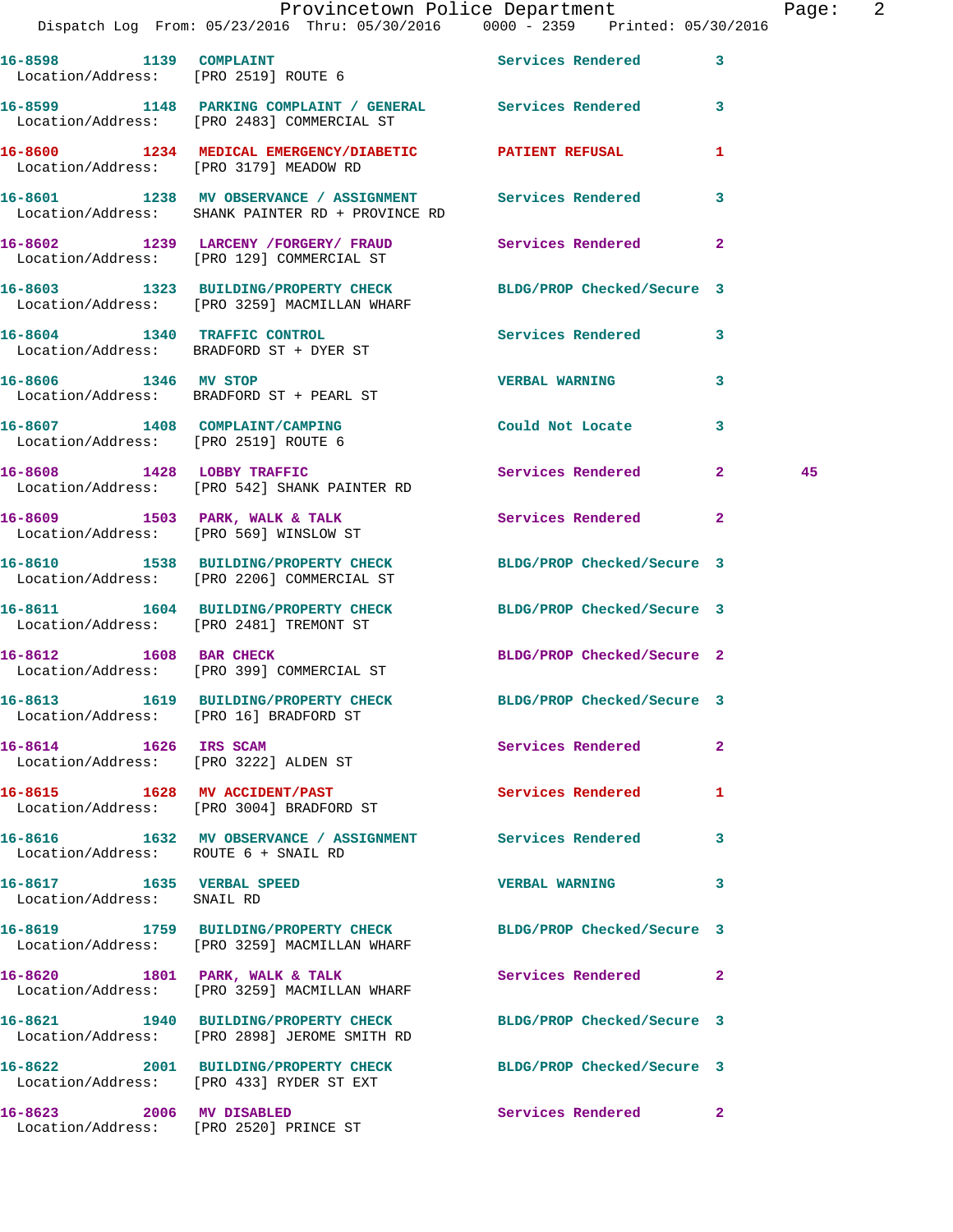| | | | | | |
|---|---|---|---|---|---|
| 16-8598 | 1139 | COMPLAINT | Services Rendered | 3 | |
| Location/Address: | | [PRO 2519] ROUTE 6 | | | |
| 16-8599 | 1148 | PARKING COMPLAINT / GENERAL | Services Rendered | 3 | |
| Location/Address: | | [PRO 2483] COMMERCIAL ST | | | |
| 16-8600 | 1234 | MEDICAL EMERGENCY/DIABETIC | PATIENT REFUSAL | 1 | |
| Location/Address: | | [PRO 3179] MEADOW RD | | | |
| 16-8601 | 1238 | MV OBSERVANCE / ASSIGNMENT | Services Rendered | 3 | |
| Location/Address: | | SHANK PAINTER RD + PROVINCE RD | | | |
| 16-8602 | 1239 | LARCENY /FORGERY/ FRAUD | Services Rendered | 2 | |
| Location/Address: | | [PRO 129] COMMERCIAL ST | | | |
| 16-8603 | 1323 | BUILDING/PROPERTY CHECK | BLDG/PROP Checked/Secure | 3 | |
| Location/Address: | | [PRO 3259] MACMILLAN WHARF | | | |
| 16-8604 | 1340 | TRAFFIC CONTROL | Services Rendered | 3 | |
| Location/Address: | | BRADFORD ST + DYER ST | | | |
| 16-8606 | 1346 | MV STOP | VERBAL WARNING | 3 | |
| Location/Address: | | BRADFORD ST + PEARL ST | | | |
| 16-8607 | 1408 | COMPLAINT/CAMPING | Could Not Locate | 3 | |
| Location/Address: | | [PRO 2519] ROUTE 6 | | | |
| 16-8608 | 1428 | LOBBY TRAFFIC | Services Rendered | 2 | 45 |
| Location/Address: | | [PRO 542] SHANK PAINTER RD | | | |
| 16-8609 | 1503 | PARK, WALK & TALK | Services Rendered | 2 | |
| Location/Address: | | [PRO 569] WINSLOW ST | | | |
| 16-8610 | 1538 | BUILDING/PROPERTY CHECK | BLDG/PROP Checked/Secure | 3 | |
| Location/Address: | | [PRO 2206] COMMERCIAL ST | | | |
| 16-8611 | 1604 | BUILDING/PROPERTY CHECK | BLDG/PROP Checked/Secure | 3 | |
| Location/Address: | | [PRO 2481] TREMONT ST | | | |
| 16-8612 | 1608 | BAR CHECK | BLDG/PROP Checked/Secure | 2 | |
| Location/Address: | | [PRO 399] COMMERCIAL ST | | | |
| 16-8613 | 1619 | BUILDING/PROPERTY CHECK | BLDG/PROP Checked/Secure | 3 | |
| Location/Address: | | [PRO 16] BRADFORD ST | | | |
| 16-8614 | 1626 | IRS SCAM | Services Rendered | 2 | |
| Location/Address: | | [PRO 3222] ALDEN ST | | | |
| 16-8615 | 1628 | MV ACCIDENT/PAST | Services Rendered | 1 | |
| Location/Address: | | [PRO 3004] BRADFORD ST | | | |
| 16-8616 | 1632 | MV OBSERVANCE / ASSIGNMENT | Services Rendered | 3 | |
| Location/Address: | | ROUTE 6 + SNAIL RD | | | |
| 16-8617 | 1635 | VERBAL SPEED | VERBAL WARNING | 3 | |
| Location/Address: | | SNAIL RD | | | |
| 16-8619 | 1759 | BUILDING/PROPERTY CHECK | BLDG/PROP Checked/Secure | 3 | |
| Location/Address: | | [PRO 3259] MACMILLAN WHARF | | | |
| 16-8620 | 1801 | PARK, WALK & TALK | Services Rendered | 2 | |
| Location/Address: | | [PRO 3259] MACMILLAN WHARF | | | |
| 16-8621 | 1940 | BUILDING/PROPERTY CHECK | BLDG/PROP Checked/Secure | 3 | |
| Location/Address: | | [PRO 2898] JEROME SMITH RD | | | |
| 16-8622 | 2001 | BUILDING/PROPERTY CHECK | BLDG/PROP Checked/Secure | 3 | |
| Location/Address: | | [PRO 433] RYDER ST EXT | | | |
| 16-8623 | 2006 | MV DISABLED | Services Rendered | 2 | |
| Location/Address: | | [PRO 2520] PRINCE ST | | | |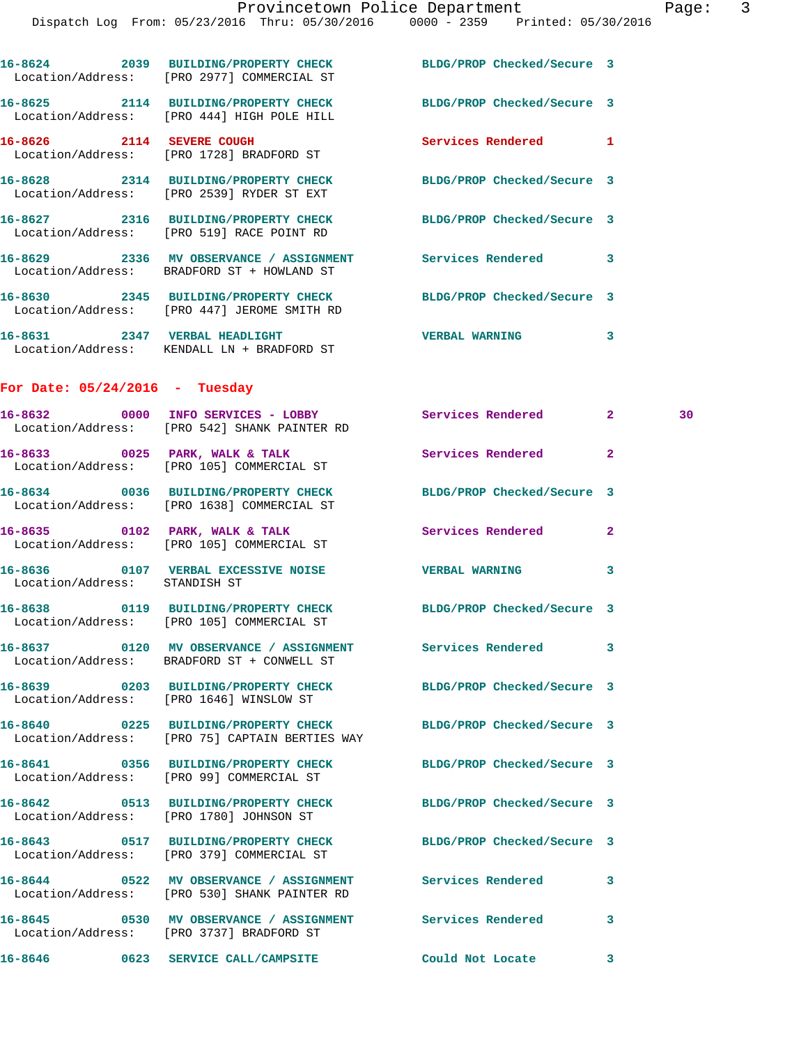16-8624 2039 BUILDING/PROPERTY CHECK BLDG/PROP Checked/Secure 3
Location/Address: [PRO 2977] COMMERCIAL ST

16-8625 2114 BUILDING/PROPERTY CHECK BLDG/PROP Checked/Secure 3
Location/Address: [PRO 444] HIGH POLE HILL

16-8626 2114 SEVERE COUGH Services Rendered 1
Location/Address: [PRO 1728] BRADFORD ST

16-8628 2314 BUILDING/PROPERTY CHECK BLDG/PROP Checked/Secure 3
Location/Address: [PRO 2539] RYDER ST EXT

16-8627 2316 BUILDING/PROPERTY CHECK BLDG/PROP Checked/Secure 3
Location/Address: [PRO 519] RACE POINT RD

16-8629 2336 MV OBSERVANCE / ASSIGNMENT Services Rendered 3
Location/Address: BRADFORD ST + HOWLAND ST

16-8630 2345 BUILDING/PROPERTY CHECK BLDG/PROP Checked/Secure 3
Location/Address: [PRO 447] JEROME SMITH RD

16-8631 2347 VERBAL HEADLIGHT VERBAL WARNING 3
Location/Address: KENDALL LN + BRADFORD ST

## For Date: 05/24/2016 - Tuesday

16-8632 0000 INFO SERVICES - LOBBY Services Rendered 2 30
Location/Address: [PRO 542] SHANK PAINTER RD

16-8633 0025 PARK, WALK & TALK Services Rendered 2
Location/Address: [PRO 105] COMMERCIAL ST

16-8634 0036 BUILDING/PROPERTY CHECK BLDG/PROP Checked/Secure 3
Location/Address: [PRO 1638] COMMERCIAL ST

16-8635 0102 PARK, WALK & TALK Services Rendered 2
Location/Address: [PRO 105] COMMERCIAL ST

16-8636 0107 VERBAL EXCESSIVE NOISE VERBAL WARNING 3
Location/Address: STANDISH ST

16-8638 0119 BUILDING/PROPERTY CHECK BLDG/PROP Checked/Secure 3
Location/Address: [PRO 105] COMMERCIAL ST

16-8637 0120 MV OBSERVANCE / ASSIGNMENT Services Rendered 3
Location/Address: BRADFORD ST + CONWELL ST

16-8639 0203 BUILDING/PROPERTY CHECK BLDG/PROP Checked/Secure 3
Location/Address: [PRO 1646] WINSLOW ST

16-8640 0225 BUILDING/PROPERTY CHECK BLDG/PROP Checked/Secure 3
Location/Address: [PRO 75] CAPTAIN BERTIES WAY

16-8641 0356 BUILDING/PROPERTY CHECK BLDG/PROP Checked/Secure 3
Location/Address: [PRO 99] COMMERCIAL ST

16-8642 0513 BUILDING/PROPERTY CHECK BLDG/PROP Checked/Secure 3
Location/Address: [PRO 1780] JOHNSON ST

16-8643 0517 BUILDING/PROPERTY CHECK BLDG/PROP Checked/Secure 3
Location/Address: [PRO 379] COMMERCIAL ST

16-8644 0522 MV OBSERVANCE / ASSIGNMENT Services Rendered 3
Location/Address: [PRO 530] SHANK PAINTER RD

16-8645 0530 MV OBSERVANCE / ASSIGNMENT Services Rendered 3
Location/Address: [PRO 3737] BRADFORD ST

16-8646 0623 SERVICE CALL/CAMPSITE Could Not Locate 3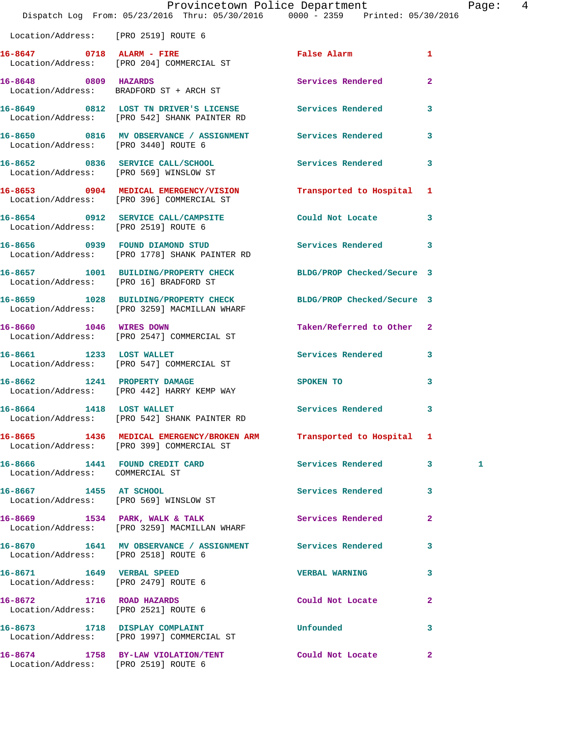Location/Address: [PRO 2519] ROUTE 6

| | | | | | |
|---|---|---|---|---|---|
| 16-8647 | 0718 | ALARM - FIRE | False Alarm | 1 | |
| Location/Address: [PRO 204] COMMERCIAL ST | | | | | |
| 16-8648 | 0809 | HAZARDS | Services Rendered | 2 | |
| Location/Address: BRADFORD ST + ARCH ST | | | | | |
| 16-8649 | 0812 | LOST TN DRIVER'S LICENSE | Services Rendered | 3 | |
| Location/Address: [PRO 542] SHANK PAINTER RD | | | | | |
| 16-8650 | 0816 | MV OBSERVANCE / ASSIGNMENT | Services Rendered | 3 | |
| Location/Address: [PRO 3440] ROUTE 6 | | | | | |
| 16-8652 | 0836 | SERVICE CALL/SCHOOL | Services Rendered | 3 | |
| Location/Address: [PRO 569] WINSLOW ST | | | | | |
| 16-8653 | 0904 | MEDICAL EMERGENCY/VISION | Transported to Hospital | 1 | |
| Location/Address: [PRO 396] COMMERCIAL ST | | | | | |
| 16-8654 | 0912 | SERVICE CALL/CAMPSITE | Could Not Locate | 3 | |
| Location/Address: [PRO 2519] ROUTE 6 | | | | | |
| 16-8656 | 0939 | FOUND DIAMOND STUD | Services Rendered | 3 | |
| Location/Address: [PRO 1778] SHANK PAINTER RD | | | | | |
| 16-8657 | 1001 | BUILDING/PROPERTY CHECK | BLDG/PROP Checked/Secure | 3 | |
| Location/Address: [PRO 16] BRADFORD ST | | | | | |
| 16-8659 | 1028 | BUILDING/PROPERTY CHECK | BLDG/PROP Checked/Secure | 3 | |
| Location/Address: [PRO 3259] MACMILLAN WHARF | | | | | |
| 16-8660 | 1046 | WIRES DOWN | Taken/Referred to Other | 2 | |
| Location/Address: [PRO 2547] COMMERCIAL ST | | | | | |
| 16-8661 | 1233 | LOST WALLET | Services Rendered | 3 | |
| Location/Address: [PRO 547] COMMERCIAL ST | | | | | |
| 16-8662 | 1241 | PROPERTY DAMAGE | SPOKEN TO | 3 | |
| Location/Address: [PRO 442] HARRY KEMP WAY | | | | | |
| 16-8664 | 1418 | LOST WALLET | Services Rendered | 3 | |
| Location/Address: [PRO 542] SHANK PAINTER RD | | | | | |
| 16-8665 | 1436 | MEDICAL EMERGENCY/BROKEN ARM | Transported to Hospital | 1 | |
| Location/Address: [PRO 399] COMMERCIAL ST | | | | | |
| 16-8666 | 1441 | FOUND CREDIT CARD | Services Rendered | 3 | 1 |
| Location/Address: COMMERCIAL ST | | | | | |
| 16-8667 | 1455 | AT SCHOOL | Services Rendered | 3 | |
| Location/Address: [PRO 569] WINSLOW ST | | | | | |
| 16-8669 | 1534 | PARK, WALK & TALK | Services Rendered | 2 | |
| Location/Address: [PRO 3259] MACMILLAN WHARF | | | | | |
| 16-8670 | 1641 | MV OBSERVANCE / ASSIGNMENT | Services Rendered | 3 | |
| Location/Address: [PRO 2518] ROUTE 6 | | | | | |
| 16-8671 | 1649 | VERBAL SPEED | VERBAL WARNING | 3 | |
| Location/Address: [PRO 2479] ROUTE 6 | | | | | |
| 16-8672 | 1716 | ROAD HAZARDS | Could Not Locate | 2 | |
| Location/Address: [PRO 2521] ROUTE 6 | | | | | |
| 16-8673 | 1718 | DISPLAY COMPLAINT | Unfounded | 3 | |
| Location/Address: [PRO 1997] COMMERCIAL ST | | | | | |
| 16-8674 | 1758 | BY-LAW VIOLATION/TENT | Could Not Locate | 2 | |
| Location/Address: [PRO 2519] ROUTE 6 | | | | | |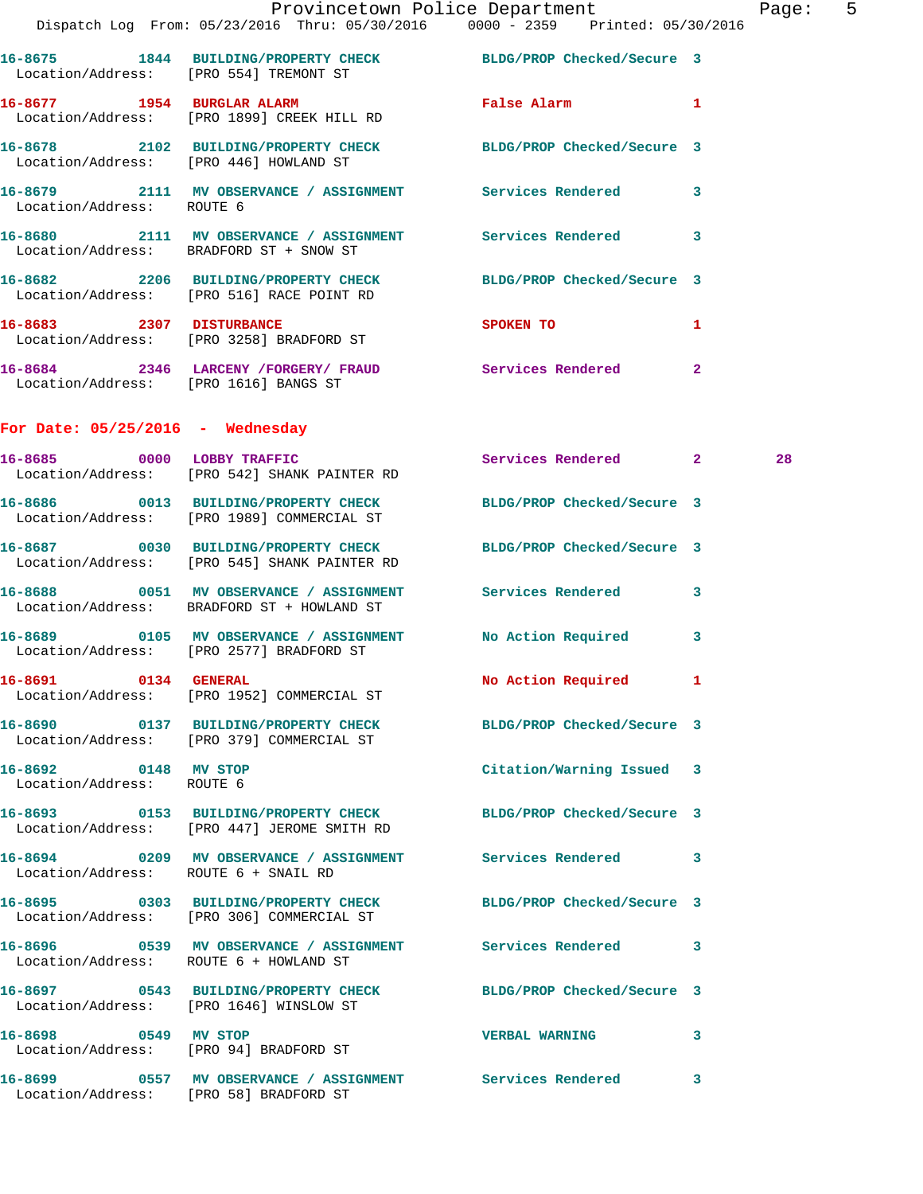16-8675 1844 BUILDING/PROPERTY CHECK BLDG/PROP Checked/Secure 3
Location/Address: [PRO 554] TREMONT ST

16-8677 1954 BURGLAR ALARM False Alarm 1
Location/Address: [PRO 1899] CREEK HILL RD

16-8678 2102 BUILDING/PROPERTY CHECK BLDG/PROP Checked/Secure 3
Location/Address: [PRO 446] HOWLAND ST

16-8679 2111 MV OBSERVANCE / ASSIGNMENT Services Rendered 3
Location/Address: ROUTE 6

16-8680 2111 MV OBSERVANCE / ASSIGNMENT Services Rendered 3
Location/Address: BRADFORD ST + SNOW ST

16-8682 2206 BUILDING/PROPERTY CHECK BLDG/PROP Checked/Secure 3
Location/Address: [PRO 516] RACE POINT RD

16-8683 2307 DISTURBANCE SPOKEN TO 1
Location/Address: [PRO 3258] BRADFORD ST

16-8684 2346 LARCENY /FORGERY/ FRAUD Services Rendered 2
Location/Address: [PRO 1616] BANGS ST

## For Date: 05/25/2016 - Wednesday

16-8685 0000 LOBBY TRAFFIC Services Rendered 2 28
Location/Address: [PRO 542] SHANK PAINTER RD

16-8686 0013 BUILDING/PROPERTY CHECK BLDG/PROP Checked/Secure 3
Location/Address: [PRO 1989] COMMERCIAL ST

16-8687 0030 BUILDING/PROPERTY CHECK BLDG/PROP Checked/Secure 3
Location/Address: [PRO 545] SHANK PAINTER RD

16-8688 0051 MV OBSERVANCE / ASSIGNMENT Services Rendered 3
Location/Address: BRADFORD ST + HOWLAND ST

16-8689 0105 MV OBSERVANCE / ASSIGNMENT No Action Required 3
Location/Address: [PRO 2577] BRADFORD ST

16-8691 0134 GENERAL No Action Required 1
Location/Address: [PRO 1952] COMMERCIAL ST

16-8690 0137 BUILDING/PROPERTY CHECK BLDG/PROP Checked/Secure 3
Location/Address: [PRO 379] COMMERCIAL ST

16-8692 0148 MV STOP Citation/Warning Issued 3
Location/Address: ROUTE 6

16-8693 0153 BUILDING/PROPERTY CHECK BLDG/PROP Checked/Secure 3
Location/Address: [PRO 447] JEROME SMITH RD

16-8694 0209 MV OBSERVANCE / ASSIGNMENT Services Rendered 3
Location/Address: ROUTE 6 + SNAIL RD

16-8695 0303 BUILDING/PROPERTY CHECK BLDG/PROP Checked/Secure 3
Location/Address: [PRO 306] COMMERCIAL ST

16-8696 0539 MV OBSERVANCE / ASSIGNMENT Services Rendered 3
Location/Address: ROUTE 6 + HOWLAND ST

16-8697 0543 BUILDING/PROPERTY CHECK BLDG/PROP Checked/Secure 3
Location/Address: [PRO 1646] WINSLOW ST

16-8698 0549 MV STOP VERBAL WARNING 3
Location/Address: [PRO 94] BRADFORD ST

16-8699 0557 MV OBSERVANCE / ASSIGNMENT Services Rendered 3
Location/Address: [PRO 58] BRADFORD ST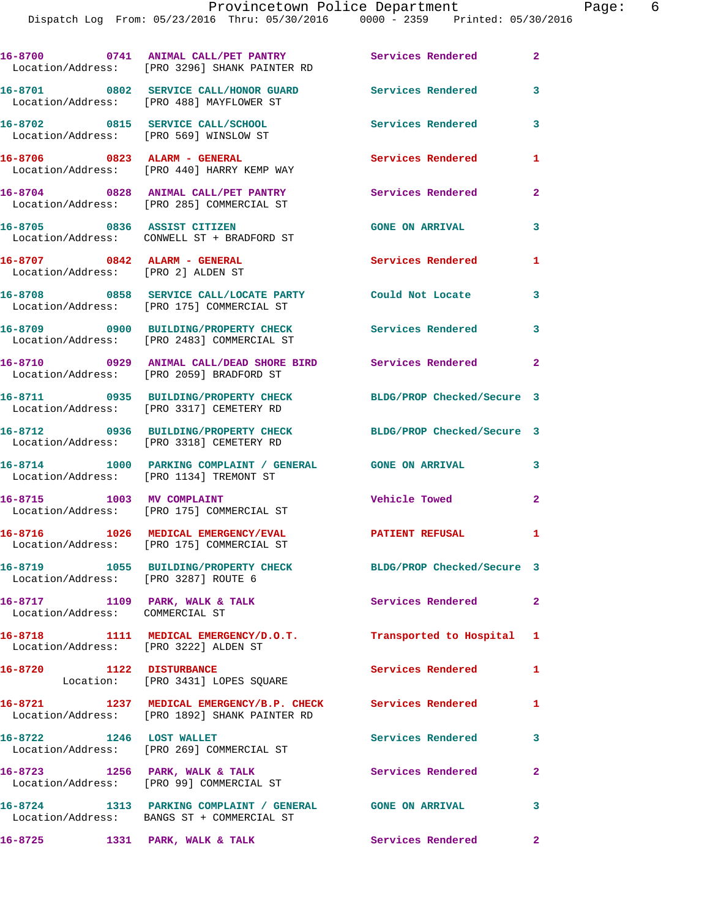16-8700 0741 ANIMAL CALL/PET PANTRY Services Rendered 2
Location/Address: [PRO 3296] SHANK PAINTER RD

16-8701 0802 SERVICE CALL/HONOR GUARD Services Rendered 3
Location/Address: [PRO 488] MAYFLOWER ST

16-8702 0815 SERVICE CALL/SCHOOL Services Rendered 3
Location/Address: [PRO 569] WINSLOW ST

16-8706 0823 ALARM - GENERAL Services Rendered 1
Location/Address: [PRO 440] HARRY KEMP WAY

16-8704 0828 ANIMAL CALL/PET PANTRY Services Rendered 2
Location/Address: [PRO 285] COMMERCIAL ST

16-8705 0836 ASSIST CITIZEN GONE ON ARRIVAL 3
Location/Address: CONWELL ST + BRADFORD ST

16-8707 0842 ALARM - GENERAL Services Rendered 1
Location/Address: [PRO 2] ALDEN ST

16-8708 0858 SERVICE CALL/LOCATE PARTY Could Not Locate 3
Location/Address: [PRO 175] COMMERCIAL ST

16-8709 0900 BUILDING/PROPERTY CHECK Services Rendered 3
Location/Address: [PRO 2483] COMMERCIAL ST

16-8710 0929 ANIMAL CALL/DEAD SHORE BIRD Services Rendered 2
Location/Address: [PRO 2059] BRADFORD ST

16-8711 0935 BUILDING/PROPERTY CHECK BLDG/PROP Checked/Secure 3
Location/Address: [PRO 3317] CEMETERY RD

16-8712 0936 BUILDING/PROPERTY CHECK BLDG/PROP Checked/Secure 3
Location/Address: [PRO 3318] CEMETERY RD

16-8714 1000 PARKING COMPLAINT / GENERAL GONE ON ARRIVAL 3
Location/Address: [PRO 1134] TREMONT ST

16-8715 1003 MV COMPLAINT Vehicle Towed 2
Location/Address: [PRO 175] COMMERCIAL ST

16-8716 1026 MEDICAL EMERGENCY/EVAL PATIENT REFUSAL 1
Location/Address: [PRO 175] COMMERCIAL ST

16-8719 1055 BUILDING/PROPERTY CHECK BLDG/PROP Checked/Secure 3
Location/Address: [PRO 3287] ROUTE 6

16-8717 1109 PARK, WALK & TALK Services Rendered 2
Location/Address: COMMERCIAL ST

16-8718 1111 MEDICAL EMERGENCY/D.O.T. Transported to Hospital 1
Location/Address: [PRO 3222] ALDEN ST

16-8720 1122 DISTURBANCE Services Rendered 1
Location: [PRO 3431] LOPES SQUARE

16-8721 1237 MEDICAL EMERGENCY/B.P. CHECK Services Rendered 1
Location/Address: [PRO 1892] SHANK PAINTER RD

16-8722 1246 LOST WALLET Services Rendered 3
Location/Address: [PRO 269] COMMERCIAL ST

16-8723 1256 PARK, WALK & TALK Services Rendered 2
Location/Address: [PRO 99] COMMERCIAL ST

16-8724 1313 PARKING COMPLAINT / GENERAL GONE ON ARRIVAL 3
Location/Address: BANGS ST + COMMERCIAL ST

16-8725 1331 PARK, WALK & TALK Services Rendered 2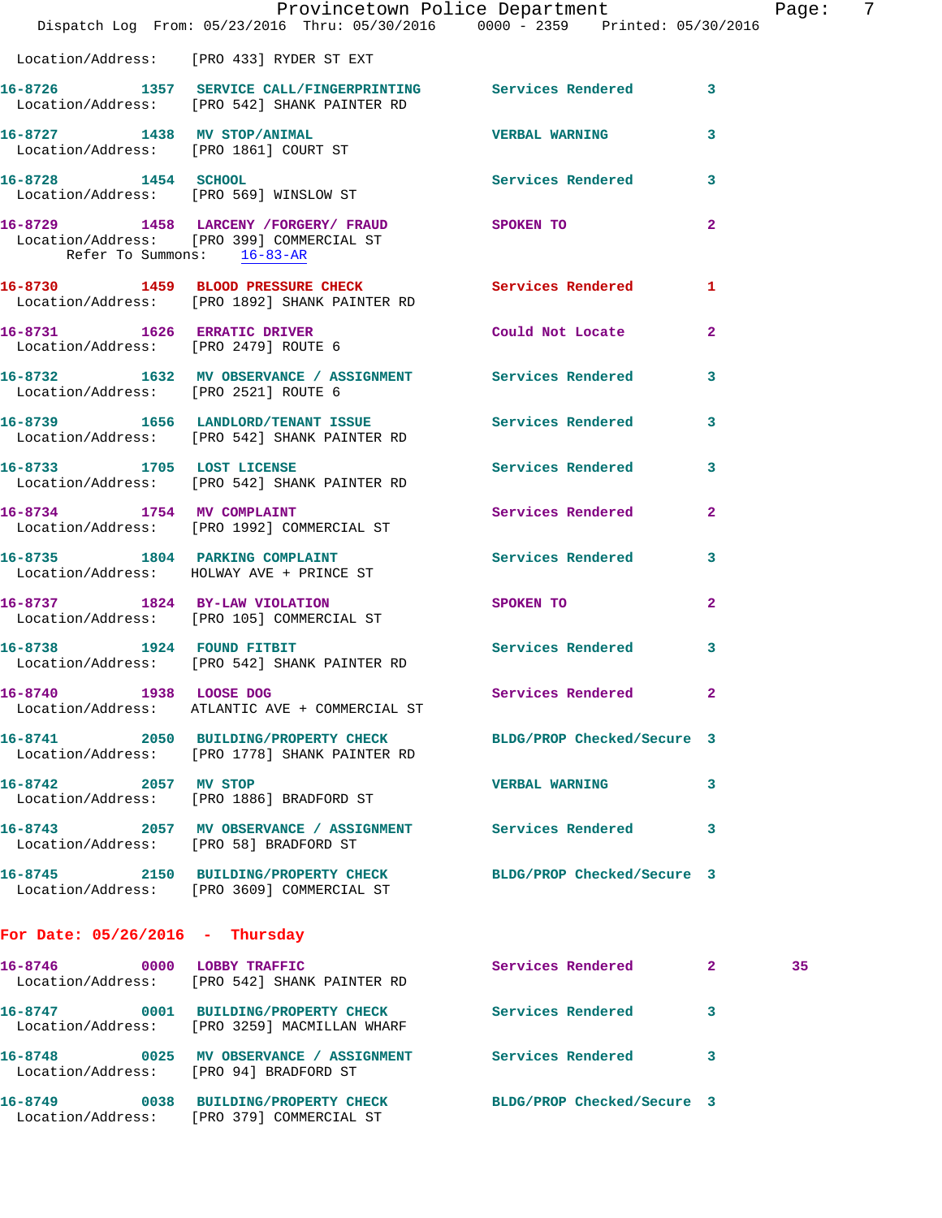Location/Address: [PRO 433] RYDER ST EXT

**16-8726** 1357 **SERVICE CALL/FINGERPRINTING** Services Rendered 3
Location/Address: [PRO 542] SHANK PAINTER RD

**16-8727** 1438 **MV STOP/ANIMAL** VERBAL WARNING 3
Location/Address: [PRO 1861] COURT ST

**16-8728** 1454 **SCHOOL** Services Rendered 3
Location/Address: [PRO 569] WINSLOW ST

**16-8729** 1458 **LARCENY /FORGERY/ FRAUD** SPOKEN TO 2
Location/Address: [PRO 399] COMMERCIAL ST
Refer To Summons: 16-83-AR

**16-8730** 1459 **BLOOD PRESSURE CHECK** Services Rendered 1
Location/Address: [PRO 1892] SHANK PAINTER RD

**16-8731** 1626 **ERRATIC DRIVER** Could Not Locate 2
Location/Address: [PRO 2479] ROUTE 6

**16-8732** 1632 **MV OBSERVANCE / ASSIGNMENT** Services Rendered 3
Location/Address: [PRO 2521] ROUTE 6

**16-8739** 1656 **LANDLORD/TENANT ISSUE** Services Rendered 3
Location/Address: [PRO 542] SHANK PAINTER RD

**16-8733** 1705 **LOST LICENSE** Services Rendered 3
Location/Address: [PRO 542] SHANK PAINTER RD

**16-8734** 1754 **MV COMPLAINT** Services Rendered 2
Location/Address: [PRO 1992] COMMERCIAL ST

**16-8735** 1804 **PARKING COMPLAINT** Services Rendered 3
Location/Address: HOLWAY AVE + PRINCE ST

**16-8737** 1824 **BY-LAW VIOLATION** SPOKEN TO 2
Location/Address: [PRO 105] COMMERCIAL ST

**16-8738** 1924 **FOUND FITBIT** Services Rendered 3
Location/Address: [PRO 542] SHANK PAINTER RD

**16-8740** 1938 **LOOSE DOG** Services Rendered 2
Location/Address: ATLANTIC AVE + COMMERCIAL ST

**16-8741** 2050 **BUILDING/PROPERTY CHECK** BLDG/PROP Checked/Secure 3
Location/Address: [PRO 1778] SHANK PAINTER RD

**16-8742** 2057 **MV STOP** VERBAL WARNING 3
Location/Address: [PRO 1886] BRADFORD ST

**16-8743** 2057 **MV OBSERVANCE / ASSIGNMENT** Services Rendered 3
Location/Address: [PRO 58] BRADFORD ST

**16-8745** 2150 **BUILDING/PROPERTY CHECK** BLDG/PROP Checked/Secure 3
Location/Address: [PRO 3609] COMMERCIAL ST

## For Date: 05/26/2016 - Thursday

**16-8746** 0000 **LOBBY TRAFFIC** Services Rendered 2 35
Location/Address: [PRO 542] SHANK PAINTER RD

**16-8747** 0001 **BUILDING/PROPERTY CHECK** Services Rendered 3
Location/Address: [PRO 3259] MACMILLAN WHARF

**16-8748** 0025 **MV OBSERVANCE / ASSIGNMENT** Services Rendered 3
Location/Address: [PRO 94] BRADFORD ST

**16-8749** 0038 **BUILDING/PROPERTY CHECK** BLDG/PROP Checked/Secure 3
Location/Address: [PRO 379] COMMERCIAL ST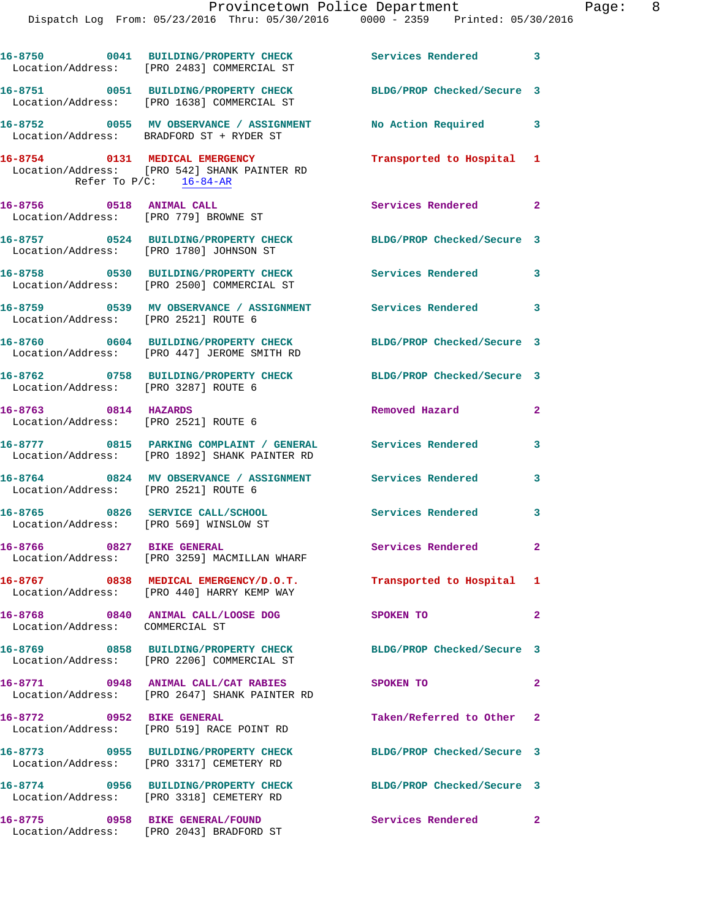16-8750 0041 BUILDING/PROPERTY CHECK Services Rendered 3
Location/Address: [PRO 2483] COMMERCIAL ST

16-8751 0051 BUILDING/PROPERTY CHECK BLDG/PROP Checked/Secure 3
Location/Address: [PRO 1638] COMMERCIAL ST

16-8752 0055 MV OBSERVANCE / ASSIGNMENT No Action Required 3
Location/Address: BRADFORD ST + RYDER ST

16-8754 0131 MEDICAL EMERGENCY Transported to Hospital 1
Location/Address: [PRO 542] SHANK PAINTER RD
Refer To P/C: 16-84-AR

16-8756 0518 ANIMAL CALL Services Rendered 2
Location/Address: [PRO 779] BROWNE ST

16-8757 0524 BUILDING/PROPERTY CHECK BLDG/PROP Checked/Secure 3
Location/Address: [PRO 1780] JOHNSON ST

16-8758 0530 BUILDING/PROPERTY CHECK Services Rendered 3
Location/Address: [PRO 2500] COMMERCIAL ST

16-8759 0539 MV OBSERVANCE / ASSIGNMENT Services Rendered 3
Location/Address: [PRO 2521] ROUTE 6

16-8760 0604 BUILDING/PROPERTY CHECK BLDG/PROP Checked/Secure 3
Location/Address: [PRO 447] JEROME SMITH RD

16-8762 0758 BUILDING/PROPERTY CHECK BLDG/PROP Checked/Secure 3
Location/Address: [PRO 3287] ROUTE 6

16-8763 0814 HAZARDS Removed Hazard 2
Location/Address: [PRO 2521] ROUTE 6

16-8777 0815 PARKING COMPLAINT / GENERAL Services Rendered 3
Location/Address: [PRO 1892] SHANK PAINTER RD

16-8764 0824 MV OBSERVANCE / ASSIGNMENT Services Rendered 3
Location/Address: [PRO 2521] ROUTE 6

16-8765 0826 SERVICE CALL/SCHOOL Services Rendered 3
Location/Address: [PRO 569] WINSLOW ST

16-8766 0827 BIKE GENERAL Services Rendered 2
Location/Address: [PRO 3259] MACMILLAN WHARF

16-8767 0838 MEDICAL EMERGENCY/D.O.T. Transported to Hospital 1
Location/Address: [PRO 440] HARRY KEMP WAY

16-8768 0840 ANIMAL CALL/LOOSE DOG SPOKEN TO 2
Location/Address: COMMERCIAL ST

16-8769 0858 BUILDING/PROPERTY CHECK BLDG/PROP Checked/Secure 3
Location/Address: [PRO 2206] COMMERCIAL ST

16-8771 0948 ANIMAL CALL/CAT RABIES SPOKEN TO 2
Location/Address: [PRO 2647] SHANK PAINTER RD

16-8772 0952 BIKE GENERAL Taken/Referred to Other 2
Location/Address: [PRO 519] RACE POINT RD

16-8773 0955 BUILDING/PROPERTY CHECK BLDG/PROP Checked/Secure 3
Location/Address: [PRO 3317] CEMETERY RD

16-8774 0956 BUILDING/PROPERTY CHECK BLDG/PROP Checked/Secure 3
Location/Address: [PRO 3318] CEMETERY RD

16-8775 0958 BIKE GENERAL/FOUND Services Rendered 2
Location/Address: [PRO 2043] BRADFORD ST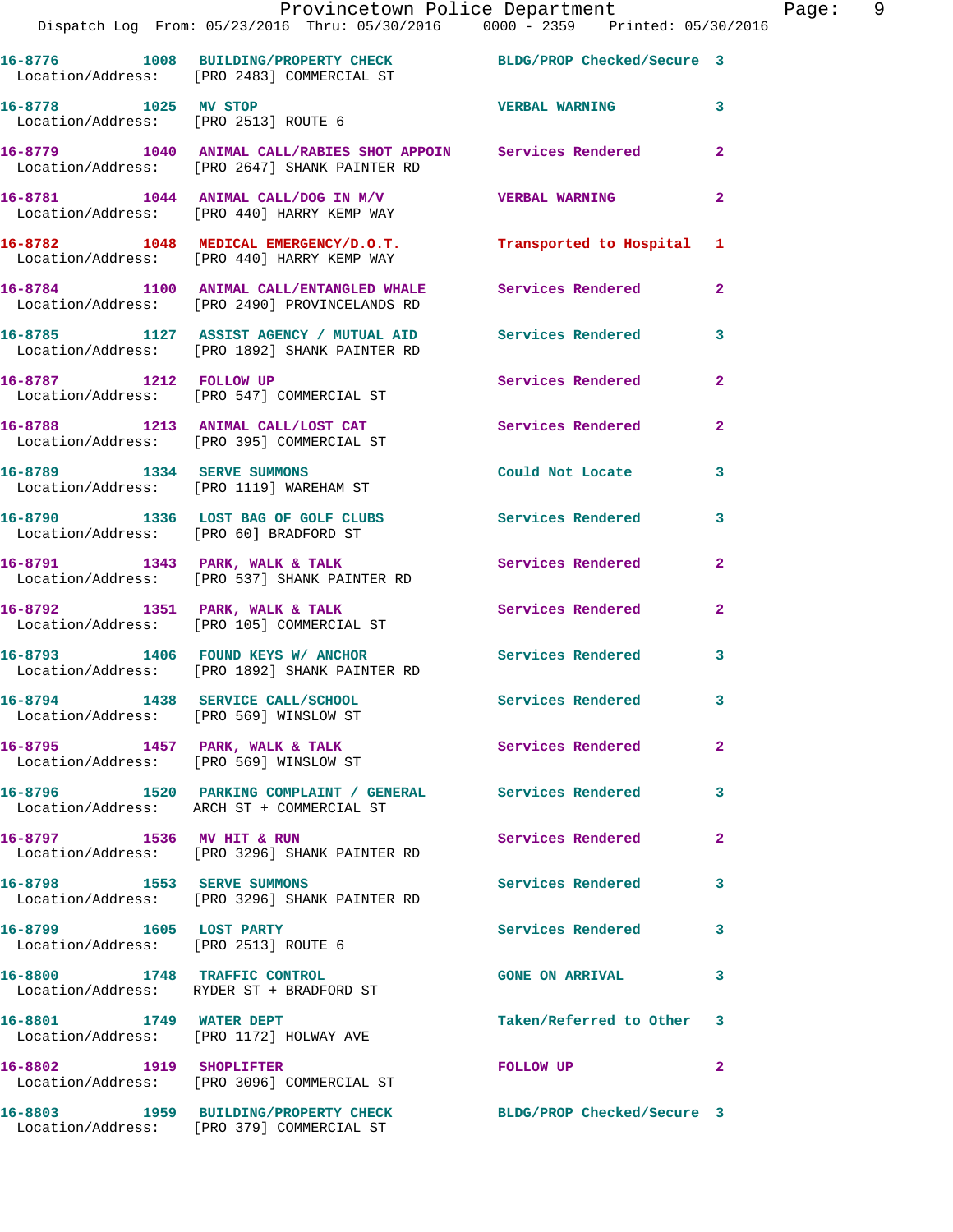16-8776 1008 BUILDING/PROPERTY CHECK BLDG/PROP Checked/Secure 3
Location/Address: [PRO 2483] COMMERCIAL ST

16-8778 1025 MV STOP VERBAL WARNING 3
Location/Address: [PRO 2513] ROUTE 6

16-8779 1040 ANIMAL CALL/RABIES SHOT APPOIN Services Rendered 2
Location/Address: [PRO 2647] SHANK PAINTER RD

16-8781 1044 ANIMAL CALL/DOG IN M/V VERBAL WARNING 2
Location/Address: [PRO 440] HARRY KEMP WAY

16-8782 1048 MEDICAL EMERGENCY/D.O.T. Transported to Hospital 1
Location/Address: [PRO 440] HARRY KEMP WAY

16-8784 1100 ANIMAL CALL/ENTANGLED WHALE Services Rendered 2
Location/Address: [PRO 2490] PROVINCELANDS RD

16-8785 1127 ASSIST AGENCY / MUTUAL AID Services Rendered 3
Location/Address: [PRO 1892] SHANK PAINTER RD

16-8787 1212 FOLLOW UP Services Rendered 2
Location/Address: [PRO 547] COMMERCIAL ST

16-8788 1213 ANIMAL CALL/LOST CAT Services Rendered 2
Location/Address: [PRO 395] COMMERCIAL ST

16-8789 1334 SERVE SUMMONS Could Not Locate 3
Location/Address: [PRO 1119] WAREHAM ST

16-8790 1336 LOST BAG OF GOLF CLUBS Services Rendered 3
Location/Address: [PRO 60] BRADFORD ST

16-8791 1343 PARK, WALK & TALK Services Rendered 2
Location/Address: [PRO 537] SHANK PAINTER RD

16-8792 1351 PARK, WALK & TALK Services Rendered 2
Location/Address: [PRO 105] COMMERCIAL ST

16-8793 1406 FOUND KEYS W/ ANCHOR Services Rendered 3
Location/Address: [PRO 1892] SHANK PAINTER RD

16-8794 1438 SERVICE CALL/SCHOOL Services Rendered 3
Location/Address: [PRO 569] WINSLOW ST

16-8795 1457 PARK, WALK & TALK Services Rendered 2
Location/Address: [PRO 569] WINSLOW ST

16-8796 1520 PARKING COMPLAINT / GENERAL Services Rendered 3
Location/Address: ARCH ST + COMMERCIAL ST

16-8797 1536 MV HIT & RUN Services Rendered 2
Location/Address: [PRO 3296] SHANK PAINTER RD

16-8798 1553 SERVE SUMMONS Services Rendered 3
Location/Address: [PRO 3296] SHANK PAINTER RD

16-8799 1605 LOST PARTY Services Rendered 3
Location/Address: [PRO 2513] ROUTE 6

16-8800 1748 TRAFFIC CONTROL GONE ON ARRIVAL 3
Location/Address: RYDER ST + BRADFORD ST

16-8801 1749 WATER DEPT Taken/Referred to Other 3
Location/Address: [PRO 1172] HOLWAY AVE

16-8802 1919 SHOPLIFTER FOLLOW UP 2
Location/Address: [PRO 3096] COMMERCIAL ST

16-8803 1959 BUILDING/PROPERTY CHECK BLDG/PROP Checked/Secure 3
Location/Address: [PRO 379] COMMERCIAL ST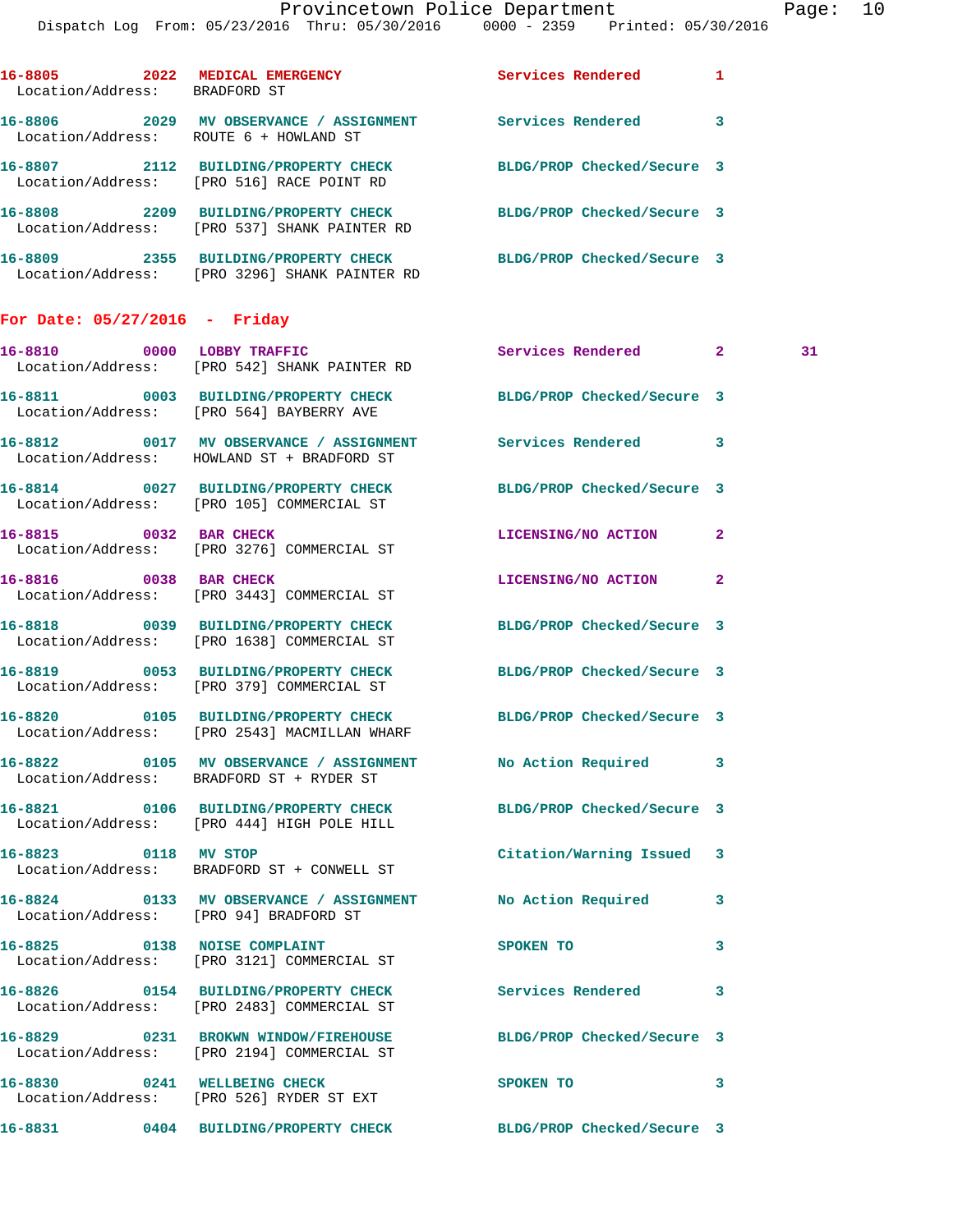16-8805 2022 MEDICAL EMERGENCY Services Rendered 1
Location/Address: BRADFORD ST

16-8806 2029 MV OBSERVANCE / ASSIGNMENT Services Rendered 3
Location/Address: ROUTE 6 + HOWLAND ST

16-8807 2112 BUILDING/PROPERTY CHECK BLDG/PROP Checked/Secure 3
Location/Address: [PRO 516] RACE POINT RD

16-8808 2209 BUILDING/PROPERTY CHECK BLDG/PROP Checked/Secure 3
Location/Address: [PRO 537] SHANK PAINTER RD

16-8809 2355 BUILDING/PROPERTY CHECK BLDG/PROP Checked/Secure 3
Location/Address: [PRO 3296] SHANK PAINTER RD

## For Date: 05/27/2016 - Friday

16-8810 0000 LOBBY TRAFFIC Services Rendered 2 31
Location/Address: [PRO 542] SHANK PAINTER RD

16-8811 0003 BUILDING/PROPERTY CHECK BLDG/PROP Checked/Secure 3
Location/Address: [PRO 564] BAYBERRY AVE

16-8812 0017 MV OBSERVANCE / ASSIGNMENT Services Rendered 3
Location/Address: HOWLAND ST + BRADFORD ST

16-8814 0027 BUILDING/PROPERTY CHECK BLDG/PROP Checked/Secure 3
Location/Address: [PRO 105] COMMERCIAL ST

16-8815 0032 BAR CHECK LICENSING/NO ACTION 2
Location/Address: [PRO 3276] COMMERCIAL ST

16-8816 0038 BAR CHECK LICENSING/NO ACTION 2
Location/Address: [PRO 3443] COMMERCIAL ST

16-8818 0039 BUILDING/PROPERTY CHECK BLDG/PROP Checked/Secure 3
Location/Address: [PRO 1638] COMMERCIAL ST

16-8819 0053 BUILDING/PROPERTY CHECK BLDG/PROP Checked/Secure 3
Location/Address: [PRO 379] COMMERCIAL ST

16-8820 0105 BUILDING/PROPERTY CHECK BLDG/PROP Checked/Secure 3
Location/Address: [PRO 2543] MACMILLAN WHARF

16-8822 0105 MV OBSERVANCE / ASSIGNMENT No Action Required 3
Location/Address: BRADFORD ST + RYDER ST

16-8821 0106 BUILDING/PROPERTY CHECK BLDG/PROP Checked/Secure 3
Location/Address: [PRO 444] HIGH POLE HILL

16-8823 0118 MV STOP Citation/Warning Issued 3
Location/Address: BRADFORD ST + CONWELL ST

16-8824 0133 MV OBSERVANCE / ASSIGNMENT No Action Required 3
Location/Address: [PRO 94] BRADFORD ST

16-8825 0138 NOISE COMPLAINT SPOKEN TO 3
Location/Address: [PRO 3121] COMMERCIAL ST

16-8826 0154 BUILDING/PROPERTY CHECK Services Rendered 3
Location/Address: [PRO 2483] COMMERCIAL ST

16-8829 0231 BROKWN WINDOW/FIREHOUSE BLDG/PROP Checked/Secure 3
Location/Address: [PRO 2194] COMMERCIAL ST

16-8830 0241 WELLBEING CHECK SPOKEN TO 3
Location/Address: [PRO 526] RYDER ST EXT

16-8831 0404 BUILDING/PROPERTY CHECK BLDG/PROP Checked/Secure 3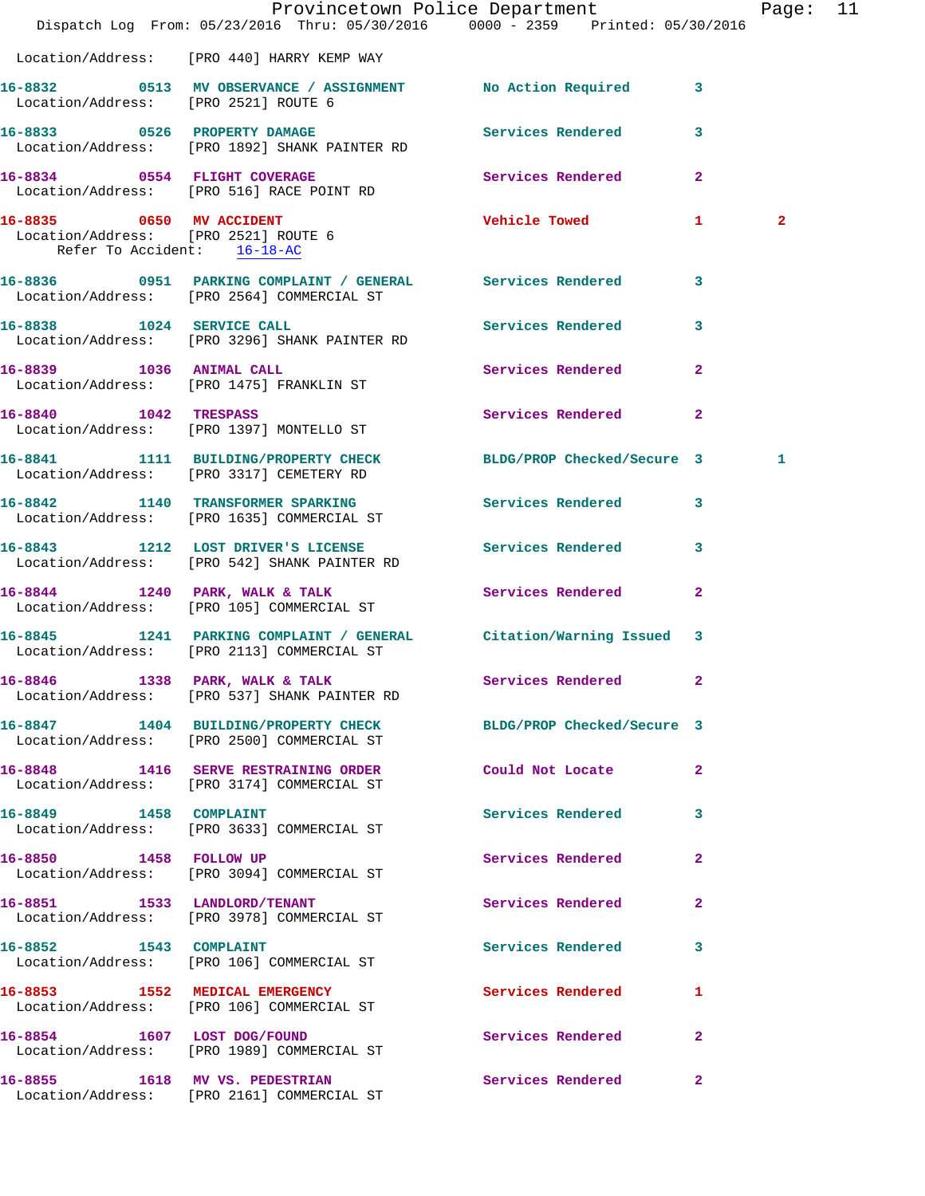Location/Address: [PRO 440] HARRY KEMP WAY

| | | | | | |
|---|---|---|---|---|---|
| 16-8832 | 0513 | MV OBSERVANCE / ASSIGNMENT | No Action Required | 3 | |
| Location/Address: [PRO 2521] ROUTE 6 | | | | | |
| 16-8833 | 0526 | PROPERTY DAMAGE | Services Rendered | 3 | |
| Location/Address: [PRO 1892] SHANK PAINTER RD | | | | | |
| 16-8834 | 0554 | FLIGHT COVERAGE | Services Rendered | 2 | |
| Location/Address: [PRO 516] RACE POINT RD | | | | | |
| 16-8835 | 0650 | MV ACCIDENT | Vehicle Towed | 1 | 2 |
| Location/Address: [PRO 2521] ROUTE 6 | | | | | |
| Refer To Accident: 16-18-AC | | | | | |
| 16-8836 | 0951 | PARKING COMPLAINT / GENERAL | Services Rendered | 3 | |
| Location/Address: [PRO 2564] COMMERCIAL ST | | | | | |
| 16-8838 | 1024 | SERVICE CALL | Services Rendered | 3 | |
| Location/Address: [PRO 3296] SHANK PAINTER RD | | | | | |
| 16-8839 | 1036 | ANIMAL CALL | Services Rendered | 2 | |
| Location/Address: [PRO 1475] FRANKLIN ST | | | | | |
| 16-8840 | 1042 | TRESPASS | Services Rendered | 2 | |
| Location/Address: [PRO 1397] MONTELLO ST | | | | | |
| 16-8841 | 1111 | BUILDING/PROPERTY CHECK | BLDG/PROP Checked/Secure | 3 | 1 |
| Location/Address: [PRO 3317] CEMETERY RD | | | | | |
| 16-8842 | 1140 | TRANSFORMER SPARKING | Services Rendered | 3 | |
| Location/Address: [PRO 1635] COMMERCIAL ST | | | | | |
| 16-8843 | 1212 | LOST DRIVER'S LICENSE | Services Rendered | 3 | |
| Location/Address: [PRO 542] SHANK PAINTER RD | | | | | |
| 16-8844 | 1240 | PARK, WALK & TALK | Services Rendered | 2 | |
| Location/Address: [PRO 105] COMMERCIAL ST | | | | | |
| 16-8845 | 1241 | PARKING COMPLAINT / GENERAL | Citation/Warning Issued | 3 | |
| Location/Address: [PRO 2113] COMMERCIAL ST | | | | | |
| 16-8846 | 1338 | PARK, WALK & TALK | Services Rendered | 2 | |
| Location/Address: [PRO 537] SHANK PAINTER RD | | | | | |
| 16-8847 | 1404 | BUILDING/PROPERTY CHECK | BLDG/PROP Checked/Secure | 3 | |
| Location/Address: [PRO 2500] COMMERCIAL ST | | | | | |
| 16-8848 | 1416 | SERVE RESTRAINING ORDER | Could Not Locate | 2 | |
| Location/Address: [PRO 3174] COMMERCIAL ST | | | | | |
| 16-8849 | 1458 | COMPLAINT | Services Rendered | 3 | |
| Location/Address: [PRO 3633] COMMERCIAL ST | | | | | |
| 16-8850 | 1458 | FOLLOW UP | Services Rendered | 2 | |
| Location/Address: [PRO 3094] COMMERCIAL ST | | | | | |
| 16-8851 | 1533 | LANDLORD/TENANT | Services Rendered | 2 | |
| Location/Address: [PRO 3978] COMMERCIAL ST | | | | | |
| 16-8852 | 1543 | COMPLAINT | Services Rendered | 3 | |
| Location/Address: [PRO 106] COMMERCIAL ST | | | | | |
| 16-8853 | 1552 | MEDICAL EMERGENCY | Services Rendered | 1 | |
| Location/Address: [PRO 106] COMMERCIAL ST | | | | | |
| 16-8854 | 1607 | LOST DOG/FOUND | Services Rendered | 2 | |
| Location/Address: [PRO 1989] COMMERCIAL ST | | | | | |
| 16-8855 | 1618 | MV VS. PEDESTRIAN | Services Rendered | 2 | |
| Location/Address: [PRO 2161] COMMERCIAL ST | | | | | |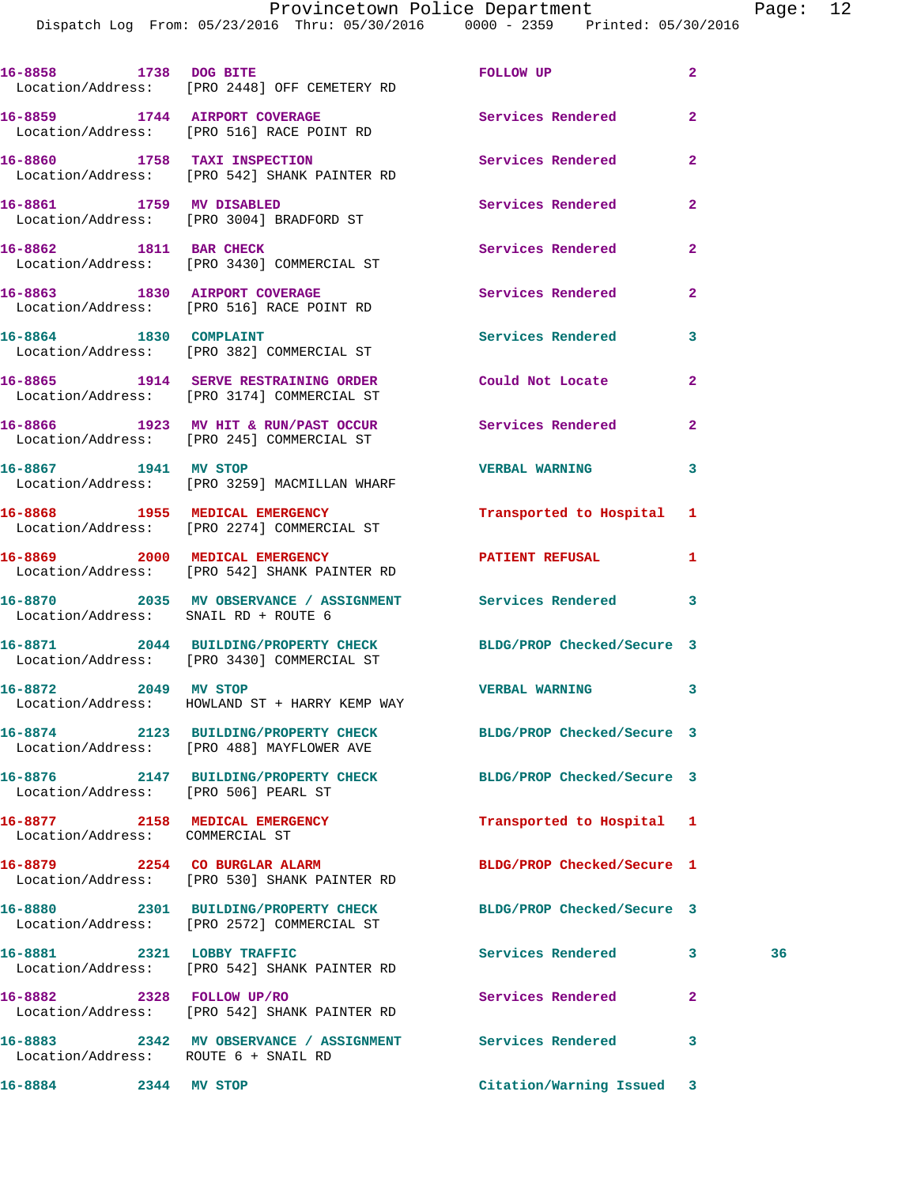16-8858 1738 DOG BITE FOLLOW UP 2
Location/Address: [PRO 2448] OFF CEMETERY RD

16-8859 1744 AIRPORT COVERAGE Services Rendered 2
Location/Address: [PRO 516] RACE POINT RD

16-8860 1758 TAXI INSPECTION Services Rendered 2
Location/Address: [PRO 542] SHANK PAINTER RD

16-8861 1759 MV DISABLED Services Rendered 2
Location/Address: [PRO 3004] BRADFORD ST

16-8862 1811 BAR CHECK Services Rendered 2
Location/Address: [PRO 3430] COMMERCIAL ST

16-8863 1830 AIRPORT COVERAGE Services Rendered 2
Location/Address: [PRO 516] RACE POINT RD

16-8864 1830 COMPLAINT Services Rendered 3
Location/Address: [PRO 382] COMMERCIAL ST

16-8865 1914 SERVE RESTRAINING ORDER Could Not Locate 2
Location/Address: [PRO 3174] COMMERCIAL ST

16-8866 1923 MV HIT & RUN/PAST OCCUR Services Rendered 2
Location/Address: [PRO 245] COMMERCIAL ST

16-8867 1941 MV STOP VERBAL WARNING 3
Location/Address: [PRO 3259] MACMILLAN WHARF

16-8868 1955 MEDICAL EMERGENCY Transported to Hospital 1
Location/Address: [PRO 2274] COMMERCIAL ST

16-8869 2000 MEDICAL EMERGENCY PATIENT REFUSAL 1
Location/Address: [PRO 542] SHANK PAINTER RD

16-8870 2035 MV OBSERVANCE / ASSIGNMENT Services Rendered 3
Location/Address: SNAIL RD + ROUTE 6

16-8871 2044 BUILDING/PROPERTY CHECK BLDG/PROP Checked/Secure 3
Location/Address: [PRO 3430] COMMERCIAL ST

16-8872 2049 MV STOP VERBAL WARNING 3
Location/Address: HOWLAND ST + HARRY KEMP WAY

16-8874 2123 BUILDING/PROPERTY CHECK BLDG/PROP Checked/Secure 3
Location/Address: [PRO 488] MAYFLOWER AVE

16-8876 2147 BUILDING/PROPERTY CHECK BLDG/PROP Checked/Secure 3
Location/Address: [PRO 506] PEARL ST

16-8877 2158 MEDICAL EMERGENCY Transported to Hospital 1
Location/Address: COMMERCIAL ST

16-8879 2254 CO BURGLAR ALARM BLDG/PROP Checked/Secure 1
Location/Address: [PRO 530] SHANK PAINTER RD

16-8880 2301 BUILDING/PROPERTY CHECK BLDG/PROP Checked/Secure 3
Location/Address: [PRO 2572] COMMERCIAL ST

16-8881 2321 LOBBY TRAFFIC Services Rendered 3 36
Location/Address: [PRO 542] SHANK PAINTER RD

16-8882 2328 FOLLOW UP/RO Services Rendered 2
Location/Address: [PRO 542] SHANK PAINTER RD

16-8883 2342 MV OBSERVANCE / ASSIGNMENT Services Rendered 3
Location/Address: ROUTE 6 + SNAIL RD

16-8884 2344 MV STOP Citation/Warning Issued 3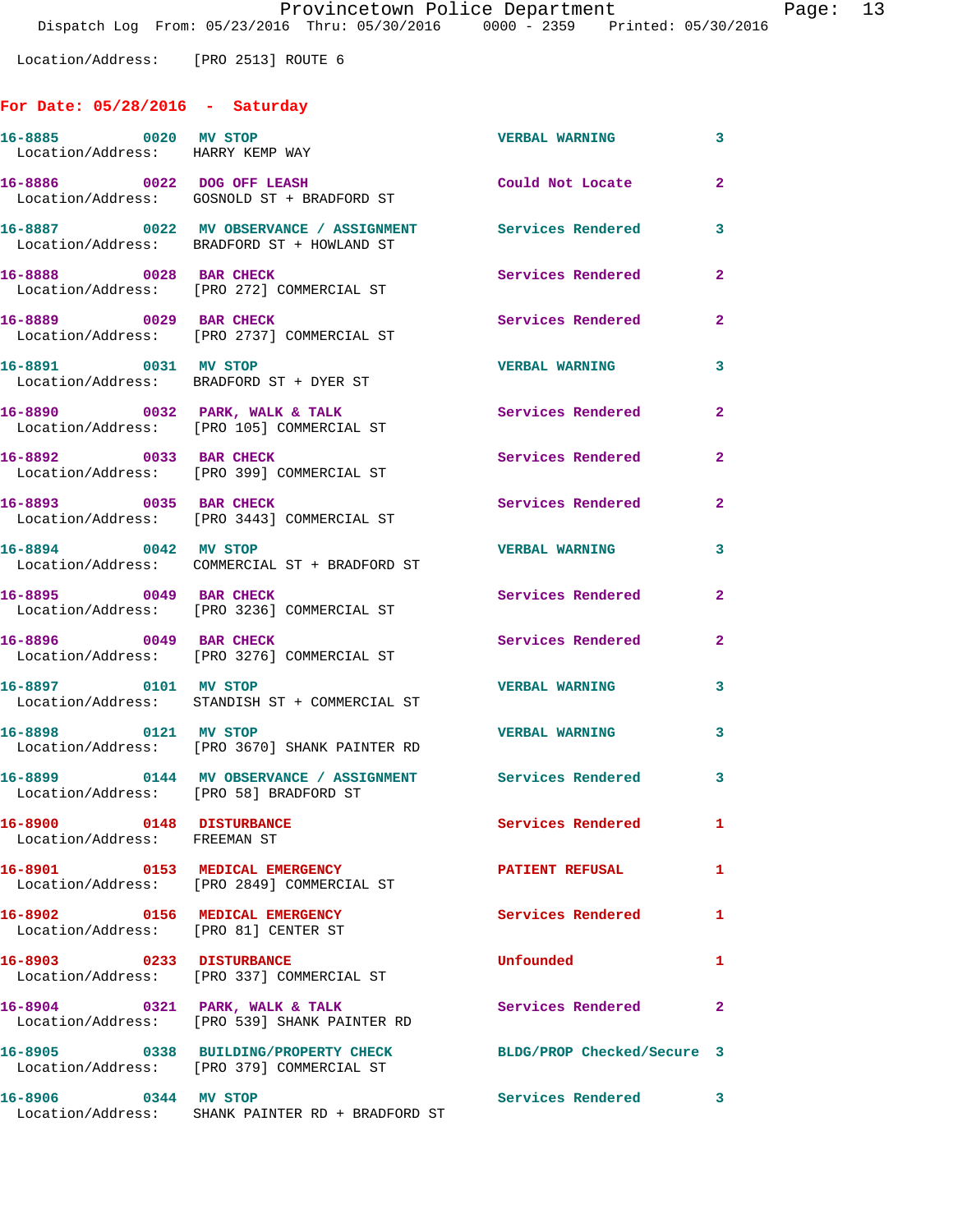Location/Address: [PRO 2513] ROUTE 6

## For Date: 05/28/2016 - Saturday

16-8885 0020 MV STOP VERBAL WARNING 3
Location/Address: HARRY KEMP WAY

16-8886 0022 DOG OFF LEASH Could Not Locate 2
Location/Address: GOSNOLD ST + BRADFORD ST

16-8887 0022 MV OBSERVANCE / ASSIGNMENT Services Rendered 3
Location/Address: BRADFORD ST + HOWLAND ST

16-8888 0028 BAR CHECK Services Rendered 2
Location/Address: [PRO 272] COMMERCIAL ST

16-8889 0029 BAR CHECK Services Rendered 2
Location/Address: [PRO 2737] COMMERCIAL ST

16-8891 0031 MV STOP VERBAL WARNING 3
Location/Address: BRADFORD ST + DYER ST

16-8890 0032 PARK, WALK & TALK Services Rendered 2
Location/Address: [PRO 105] COMMERCIAL ST

16-8892 0033 BAR CHECK Services Rendered 2
Location/Address: [PRO 399] COMMERCIAL ST

16-8893 0035 BAR CHECK Services Rendered 2
Location/Address: [PRO 3443] COMMERCIAL ST

16-8894 0042 MV STOP VERBAL WARNING 3
Location/Address: COMMERCIAL ST + BRADFORD ST

16-8895 0049 BAR CHECK Services Rendered 2
Location/Address: [PRO 3236] COMMERCIAL ST

16-8896 0049 BAR CHECK Services Rendered 2
Location/Address: [PRO 3276] COMMERCIAL ST

16-8897 0101 MV STOP VERBAL WARNING 3
Location/Address: STANDISH ST + COMMERCIAL ST

16-8898 0121 MV STOP VERBAL WARNING 3
Location/Address: [PRO 3670] SHANK PAINTER RD

16-8899 0144 MV OBSERVANCE / ASSIGNMENT Services Rendered 3
Location/Address: [PRO 58] BRADFORD ST

16-8900 0148 DISTURBANCE Services Rendered 1
Location/Address: FREEMAN ST

16-8901 0153 MEDICAL EMERGENCY PATIENT REFUSAL 1
Location/Address: [PRO 2849] COMMERCIAL ST

16-8902 0156 MEDICAL EMERGENCY Services Rendered 1
Location/Address: [PRO 81] CENTER ST

16-8903 0233 DISTURBANCE Unfounded 1
Location/Address: [PRO 337] COMMERCIAL ST

16-8904 0321 PARK, WALK & TALK Services Rendered 2
Location/Address: [PRO 539] SHANK PAINTER RD

16-8905 0338 BUILDING/PROPERTY CHECK BLDG/PROP Checked/Secure 3
Location/Address: [PRO 379] COMMERCIAL ST

16-8906 0344 MV STOP Services Rendered 3
Location/Address: SHANK PAINTER RD + BRADFORD ST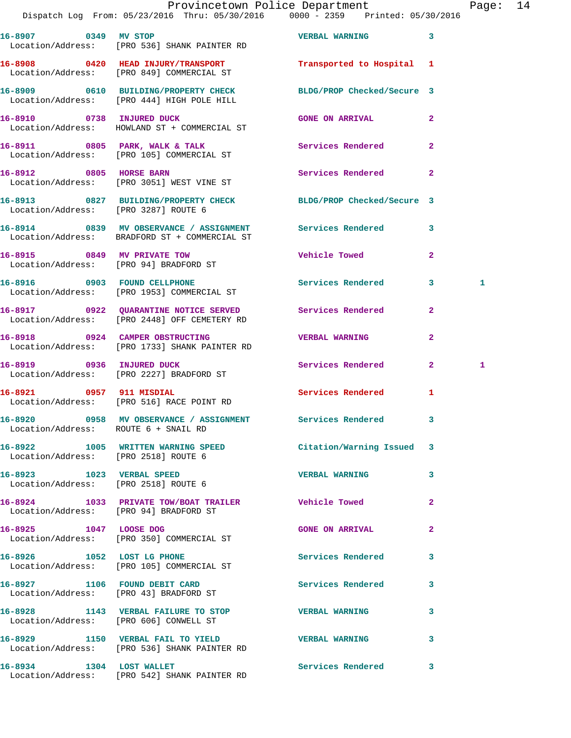16-8907 0349 MV STOP VERBAL WARNING 3
Location/Address: [PRO 536] SHANK PAINTER RD

16-8908 0420 HEAD INJURY/TRANSPORT Transported to Hospital 1
Location/Address: [PRO 849] COMMERCIAL ST

16-8909 0610 BUILDING/PROPERTY CHECK BLDG/PROP Checked/Secure 3
Location/Address: [PRO 444] HIGH POLE HILL

16-8910 0738 INJURED DUCK GONE ON ARRIVAL 2
Location/Address: HOWLAND ST + COMMERCIAL ST

16-8911 0805 PARK, WALK & TALK Services Rendered 2
Location/Address: [PRO 105] COMMERCIAL ST

16-8912 0805 HORSE BARN Services Rendered 2
Location/Address: [PRO 3051] WEST VINE ST

16-8913 0827 BUILDING/PROPERTY CHECK BLDG/PROP Checked/Secure 3
Location/Address: [PRO 3287] ROUTE 6

16-8914 0839 MV OBSERVANCE / ASSIGNMENT Services Rendered 3
Location/Address: BRADFORD ST + COMMERCIAL ST

16-8915 0849 MV PRIVATE TOW Vehicle Towed 2
Location/Address: [PRO 94] BRADFORD ST

16-8916 0903 FOUND CELLPHONE Services Rendered 3 1
Location/Address: [PRO 1953] COMMERCIAL ST

16-8917 0922 QUARANTINE NOTICE SERVED Services Rendered 2
Location/Address: [PRO 2448] OFF CEMETERY RD

16-8918 0924 CAMPER OBSTRUCTING VERBAL WARNING 2
Location/Address: [PRO 1733] SHANK PAINTER RD

16-8919 0936 INJURED DUCK Services Rendered 2 1
Location/Address: [PRO 2227] BRADFORD ST

16-8921 0957 911 MISDIAL Services Rendered 1
Location/Address: [PRO 516] RACE POINT RD

16-8920 0958 MV OBSERVANCE / ASSIGNMENT Services Rendered 3
Location/Address: ROUTE 6 + SNAIL RD

16-8922 1005 WRITTEN WARNING SPEED Citation/Warning Issued 3
Location/Address: [PRO 2518] ROUTE 6

16-8923 1023 VERBAL SPEED VERBAL WARNING 3
Location/Address: [PRO 2518] ROUTE 6

16-8924 1033 PRIVATE TOW/BOAT TRAILER Vehicle Towed 2
Location/Address: [PRO 94] BRADFORD ST

16-8925 1047 LOOSE DOG GONE ON ARRIVAL 2
Location/Address: [PRO 350] COMMERCIAL ST

16-8926 1052 LOST LG PHONE Services Rendered 3
Location/Address: [PRO 105] COMMERCIAL ST

16-8927 1106 FOUND DEBIT CARD Services Rendered 3
Location/Address: [PRO 43] BRADFORD ST

16-8928 1143 VERBAL FAILURE TO STOP VERBAL WARNING 3
Location/Address: [PRO 606] CONWELL ST

16-8929 1150 VERBAL FAIL TO YIELD VERBAL WARNING 3
Location/Address: [PRO 536] SHANK PAINTER RD

16-8934 1304 LOST WALLET Services Rendered 3
Location/Address: [PRO 542] SHANK PAINTER RD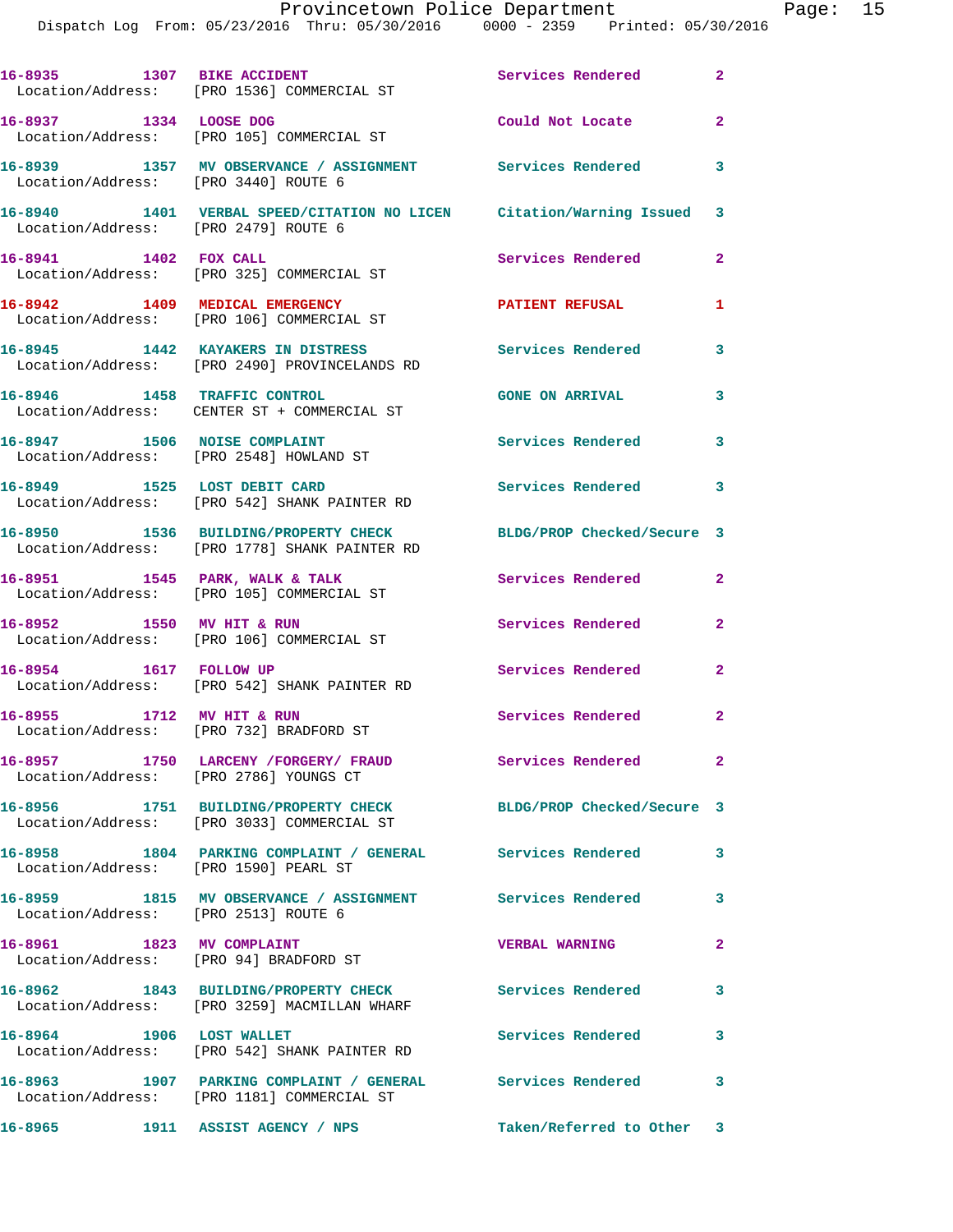16-8935 1307 BIKE ACCIDENT Services Rendered 2
Location/Address: [PRO 1536] COMMERCIAL ST

16-8937 1334 LOOSE DOG Could Not Locate 2
Location/Address: [PRO 105] COMMERCIAL ST

16-8939 1357 MV OBSERVANCE / ASSIGNMENT Services Rendered 3
Location/Address: [PRO 3440] ROUTE 6

16-8940 1401 VERBAL SPEED/CITATION NO LICEN Citation/Warning Issued 3
Location/Address: [PRO 2479] ROUTE 6

16-8941 1402 FOX CALL Services Rendered 2
Location/Address: [PRO 325] COMMERCIAL ST

16-8942 1409 MEDICAL EMERGENCY PATIENT REFUSAL 1
Location/Address: [PRO 106] COMMERCIAL ST

16-8945 1442 KAYAKERS IN DISTRESS Services Rendered 3
Location/Address: [PRO 2490] PROVINCELANDS RD

16-8946 1458 TRAFFIC CONTROL GONE ON ARRIVAL 3
Location/Address: CENTER ST + COMMERCIAL ST

16-8947 1506 NOISE COMPLAINT Services Rendered 3
Location/Address: [PRO 2548] HOWLAND ST

16-8949 1525 LOST DEBIT CARD Services Rendered 3
Location/Address: [PRO 542] SHANK PAINTER RD

16-8950 1536 BUILDING/PROPERTY CHECK BLDG/PROP Checked/Secure 3
Location/Address: [PRO 1778] SHANK PAINTER RD

16-8951 1545 PARK, WALK & TALK Services Rendered 2
Location/Address: [PRO 105] COMMERCIAL ST

16-8952 1550 MV HIT & RUN Services Rendered 2
Location/Address: [PRO 106] COMMERCIAL ST

16-8954 1617 FOLLOW UP Services Rendered 2
Location/Address: [PRO 542] SHANK PAINTER RD

16-8955 1712 MV HIT & RUN Services Rendered 2
Location/Address: [PRO 732] BRADFORD ST

16-8957 1750 LARCENY /FORGERY/ FRAUD Services Rendered 2
Location/Address: [PRO 2786] YOUNGS CT

16-8956 1751 BUILDING/PROPERTY CHECK BLDG/PROP Checked/Secure 3
Location/Address: [PRO 3033] COMMERCIAL ST

16-8958 1804 PARKING COMPLAINT / GENERAL Services Rendered 3
Location/Address: [PRO 1590] PEARL ST

16-8959 1815 MV OBSERVANCE / ASSIGNMENT Services Rendered 3
Location/Address: [PRO 2513] ROUTE 6

16-8961 1823 MV COMPLAINT VERBAL WARNING 2
Location/Address: [PRO 94] BRADFORD ST

16-8962 1843 BUILDING/PROPERTY CHECK Services Rendered 3
Location/Address: [PRO 3259] MACMILLAN WHARF

16-8964 1906 LOST WALLET Services Rendered 3
Location/Address: [PRO 542] SHANK PAINTER RD

16-8963 1907 PARKING COMPLAINT / GENERAL Services Rendered 3
Location/Address: [PRO 1181] COMMERCIAL ST

16-8965 1911 ASSIST AGENCY / NPS Taken/Referred to Other 3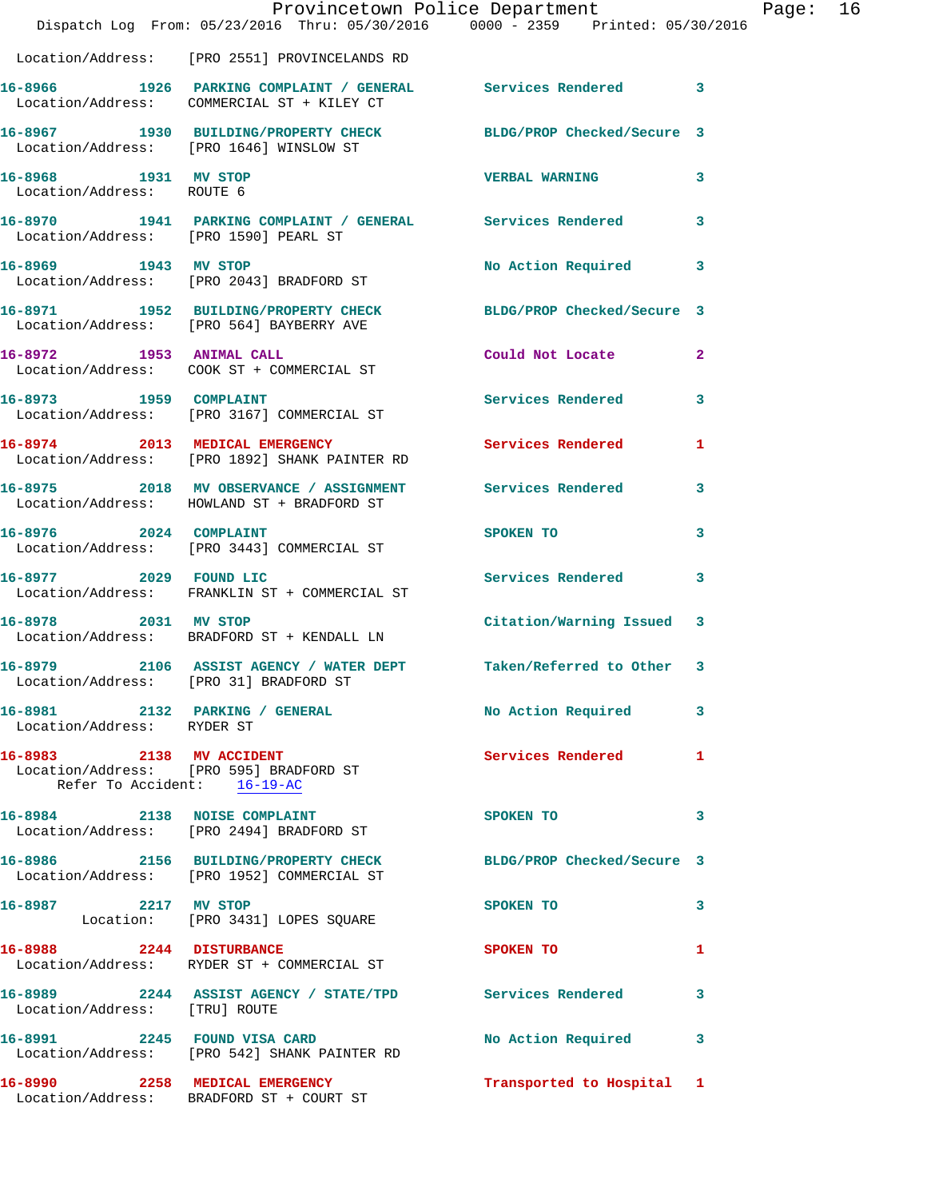Location/Address: [PRO 2551] PROVINCELANDS RD

**16-8966 1926 PARKING COMPLAINT / GENERAL** Services Rendered 3
Location/Address: COMMERCIAL ST + KILEY CT

**16-8967 1930 BUILDING/PROPERTY CHECK** BLDG/PROP Checked/Secure 3
Location/Address: [PRO 1646] WINSLOW ST

**16-8968 1931 MV STOP** VERBAL WARNING 3
Location/Address: ROUTE 6

**16-8970 1941 PARKING COMPLAINT / GENERAL** Services Rendered 3
Location/Address: [PRO 1590] PEARL ST

**16-8969 1943 MV STOP** No Action Required 3
Location/Address: [PRO 2043] BRADFORD ST

**16-8971 1952 BUILDING/PROPERTY CHECK** BLDG/PROP Checked/Secure 3
Location/Address: [PRO 564] BAYBERRY AVE

**16-8972 1953 ANIMAL CALL** Could Not Locate 2
Location/Address: COOK ST + COMMERCIAL ST

**16-8973 1959 COMPLAINT** Services Rendered 3
Location/Address: [PRO 3167] COMMERCIAL ST

**16-8974 2013 MEDICAL EMERGENCY** Services Rendered 1
Location/Address: [PRO 1892] SHANK PAINTER RD

**16-8975 2018 MV OBSERVANCE / ASSIGNMENT** Services Rendered 3
Location/Address: HOWLAND ST + BRADFORD ST

**16-8976 2024 COMPLAINT** SPOKEN TO 3
Location/Address: [PRO 3443] COMMERCIAL ST

**16-8977 2029 FOUND LIC** Services Rendered 3
Location/Address: FRANKLIN ST + COMMERCIAL ST

**16-8978 2031 MV STOP** Citation/Warning Issued 3
Location/Address: BRADFORD ST + KENDALL LN

**16-8979 2106 ASSIST AGENCY / WATER DEPT** Taken/Referred to Other 3
Location/Address: [PRO 31] BRADFORD ST

**16-8981 2132 PARKING / GENERAL** No Action Required 3
Location/Address: RYDER ST

**16-8983 2138 MV ACCIDENT** Services Rendered 1
Location/Address: [PRO 595] BRADFORD ST
Refer To Accident: 16-19-AC

**16-8984 2138 NOISE COMPLAINT** SPOKEN TO 3
Location/Address: [PRO 2494] BRADFORD ST

**16-8986 2156 BUILDING/PROPERTY CHECK** BLDG/PROP Checked/Secure 3
Location/Address: [PRO 1952] COMMERCIAL ST

**16-8987 2217 MV STOP** SPOKEN TO 3
Location: [PRO 3431] LOPES SQUARE

**16-8988 2244 DISTURBANCE** SPOKEN TO 1
Location/Address: RYDER ST + COMMERCIAL ST

**16-8989 2244 ASSIST AGENCY / STATE/TPD** Services Rendered 3
Location/Address: [TRU] ROUTE

**16-8991 2245 FOUND VISA CARD** No Action Required 3
Location/Address: [PRO 542] SHANK PAINTER RD

**16-8990 2258 MEDICAL EMERGENCY** Transported to Hospital 1
Location/Address: BRADFORD ST + COURT ST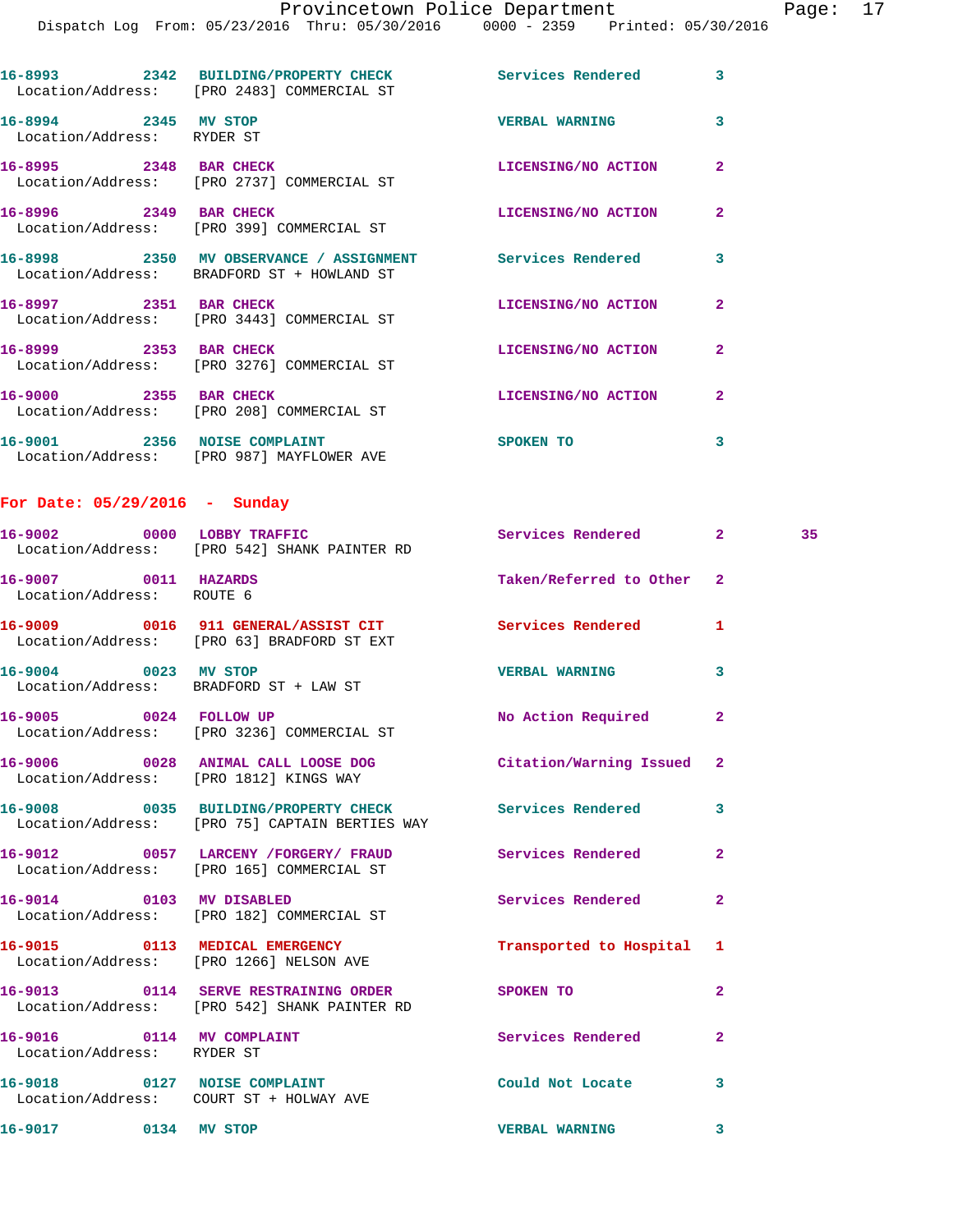16-8993 2342 BUILDING/PROPERTY CHECK Services Rendered 3
Location/Address: [PRO 2483] COMMERCIAL ST

16-8994 2345 MV STOP VERBAL WARNING 3
Location/Address: RYDER ST

16-8995 2348 BAR CHECK LICENSING/NO ACTION 2
Location/Address: [PRO 2737] COMMERCIAL ST

16-8996 2349 BAR CHECK LICENSING/NO ACTION 2
Location/Address: [PRO 399] COMMERCIAL ST

16-8998 2350 MV OBSERVANCE / ASSIGNMENT Services Rendered 3
Location/Address: BRADFORD ST + HOWLAND ST

16-8997 2351 BAR CHECK LICENSING/NO ACTION 2
Location/Address: [PRO 3443] COMMERCIAL ST

16-8999 2353 BAR CHECK LICENSING/NO ACTION 2
Location/Address: [PRO 3276] COMMERCIAL ST

16-9000 2355 BAR CHECK LICENSING/NO ACTION 2
Location/Address: [PRO 208] COMMERCIAL ST

16-9001 2356 NOISE COMPLAINT SPOKEN TO 3
Location/Address: [PRO 987] MAYFLOWER AVE

## For Date: 05/29/2016 - Sunday

16-9002 0000 LOBBY TRAFFIC Services Rendered 2 35
Location/Address: [PRO 542] SHANK PAINTER RD

16-9007 0011 HAZARDS Taken/Referred to Other 2
Location/Address: ROUTE 6

16-9009 0016 911 GENERAL/ASSIST CIT Services Rendered 1
Location/Address: [PRO 63] BRADFORD ST EXT

16-9004 0023 MV STOP VERBAL WARNING 3
Location/Address: BRADFORD ST + LAW ST

16-9005 0024 FOLLOW UP No Action Required 2
Location/Address: [PRO 3236] COMMERCIAL ST

16-9006 0028 ANIMAL CALL LOOSE DOG Citation/Warning Issued 2
Location/Address: [PRO 1812] KINGS WAY

16-9008 0035 BUILDING/PROPERTY CHECK Services Rendered 3
Location/Address: [PRO 75] CAPTAIN BERTIES WAY

16-9012 0057 LARCENY /FORGERY/ FRAUD Services Rendered 2
Location/Address: [PRO 165] COMMERCIAL ST

16-9014 0103 MV DISABLED Services Rendered 2
Location/Address: [PRO 182] COMMERCIAL ST

16-9015 0113 MEDICAL EMERGENCY Transported to Hospital 1
Location/Address: [PRO 1266] NELSON AVE

16-9013 0114 SERVE RESTRAINING ORDER SPOKEN TO 2
Location/Address: [PRO 542] SHANK PAINTER RD

16-9016 0114 MV COMPLAINT Services Rendered 2
Location/Address: RYDER ST

16-9018 0127 NOISE COMPLAINT Could Not Locate 3
Location/Address: COURT ST + HOLWAY AVE

16-9017 0134 MV STOP VERBAL WARNING 3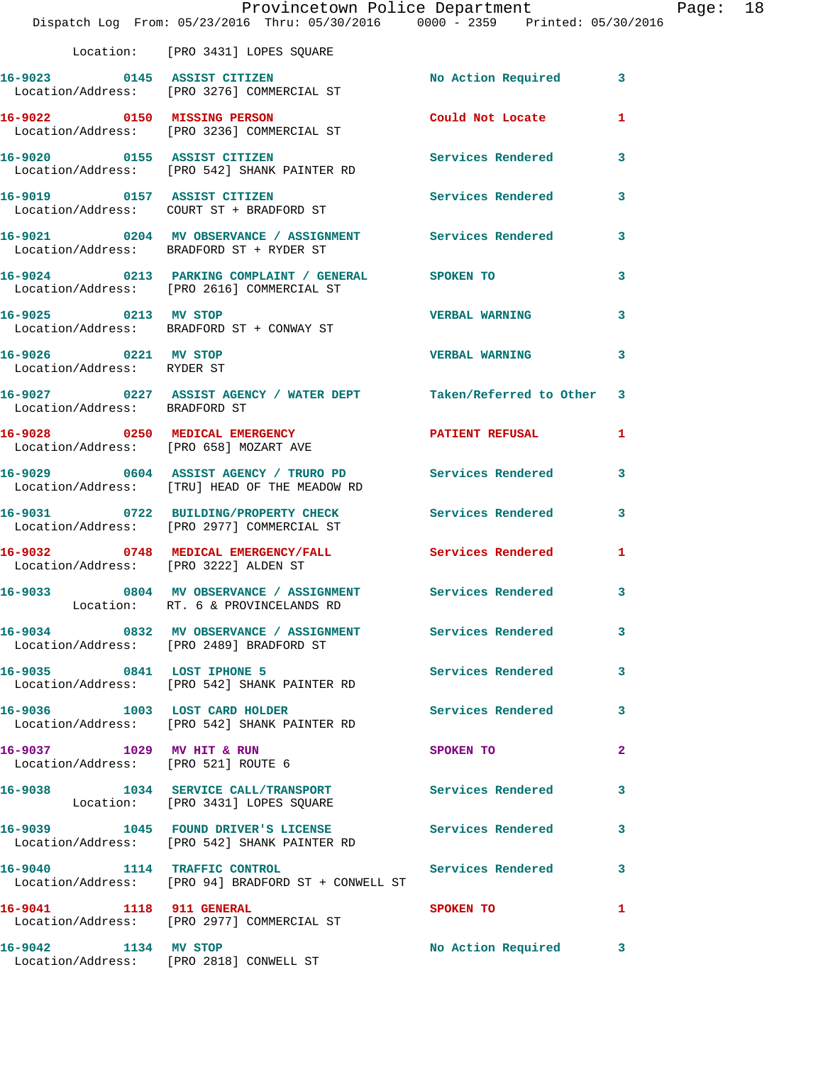Location: [PRO 3431] LOPES SQUARE

**16-9023 0145 ASSIST CITIZEN** No Action Required 3
Location/Address: [PRO 3276] COMMERCIAL ST

**16-9022 0150 MISSING PERSON** Could Not Locate 1
Location/Address: [PRO 3236] COMMERCIAL ST

**16-9020 0155 ASSIST CITIZEN** Services Rendered 3
Location/Address: [PRO 542] SHANK PAINTER RD

**16-9019 0157 ASSIST CITIZEN** Services Rendered 3
Location/Address: COURT ST + BRADFORD ST

**16-9021 0204 MV OBSERVANCE / ASSIGNMENT** Services Rendered 3
Location/Address: BRADFORD ST + RYDER ST

**16-9024 0213 PARKING COMPLAINT / GENERAL** SPOKEN TO 3
Location/Address: [PRO 2616] COMMERCIAL ST

**16-9025 0213 MV STOP** VERBAL WARNING 3
Location/Address: BRADFORD ST + CONWAY ST

**16-9026 0221 MV STOP** VERBAL WARNING 3
Location/Address: RYDER ST

**16-9027 0227 ASSIST AGENCY / WATER DEPT** Taken/Referred to Other 3
Location/Address: BRADFORD ST

**16-9028 0250 MEDICAL EMERGENCY** PATIENT REFUSAL 1
Location/Address: [PRO 658] MOZART AVE

**16-9029 0604 ASSIST AGENCY / TRURO PD** Services Rendered 3
Location/Address: [TRU] HEAD OF THE MEADOW RD

**16-9031 0722 BUILDING/PROPERTY CHECK** Services Rendered 3
Location/Address: [PRO 2977] COMMERCIAL ST

**16-9032 0748 MEDICAL EMERGENCY/FALL** Services Rendered 1
Location/Address: [PRO 3222] ALDEN ST

**16-9033 0804 MV OBSERVANCE / ASSIGNMENT** Services Rendered 3
Location: RT. 6 & PROVINCELANDS RD

**16-9034 0832 MV OBSERVANCE / ASSIGNMENT** Services Rendered 3
Location/Address: [PRO 2489] BRADFORD ST

**16-9035 0841 LOST IPHONE 5** Services Rendered 3
Location/Address: [PRO 542] SHANK PAINTER RD

**16-9036 1003 LOST CARD HOLDER** Services Rendered 3
Location/Address: [PRO 542] SHANK PAINTER RD

**16-9037 1029 MV HIT & RUN** SPOKEN TO 2
Location/Address: [PRO 521] ROUTE 6

**16-9038 1034 SERVICE CALL/TRANSPORT** Services Rendered 3
Location: [PRO 3431] LOPES SQUARE

**16-9039 1045 FOUND DRIVER'S LICENSE** Services Rendered 3
Location/Address: [PRO 542] SHANK PAINTER RD

**16-9040 1114 TRAFFIC CONTROL** Services Rendered 3
Location/Address: [PRO 94] BRADFORD ST + CONWELL ST

**16-9041 1118 911 GENERAL** SPOKEN TO 1
Location/Address: [PRO 2977] COMMERCIAL ST

**16-9042 1134 MV STOP** No Action Required 3
Location/Address: [PRO 2818] CONWELL ST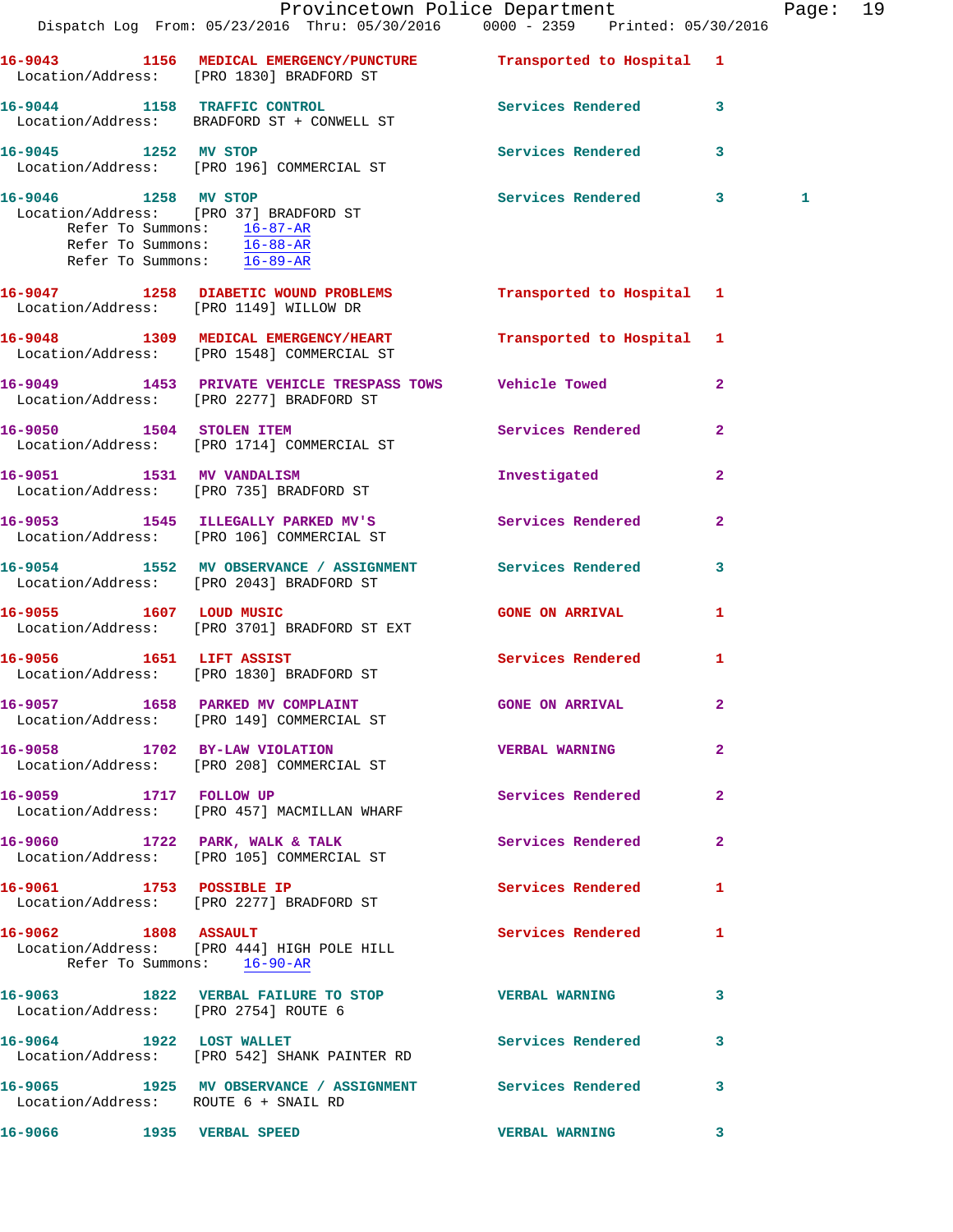16-9043 1156 MEDICAL EMERGENCY/PUNCTURE Transported to Hospital 1
Location/Address: [PRO 1830] BRADFORD ST

16-9044 1158 TRAFFIC CONTROL Services Rendered 3
Location/Address: BRADFORD ST + CONWELL ST

16-9045 1252 MV STOP Services Rendered 3
Location/Address: [PRO 196] COMMERCIAL ST

16-9046 1258 MV STOP Services Rendered 3 1
Location/Address: [PRO 37] BRADFORD ST
Refer To Summons: 16-87-AR
Refer To Summons: 16-88-AR
Refer To Summons: 16-89-AR

16-9047 1258 DIABETIC WOUND PROBLEMS Transported to Hospital 1
Location/Address: [PRO 1149] WILLOW DR

16-9048 1309 MEDICAL EMERGENCY/HEART Transported to Hospital 1
Location/Address: [PRO 1548] COMMERCIAL ST

16-9049 1453 PRIVATE VEHICLE TRESPASS TOWS Vehicle Towed 2
Location/Address: [PRO 2277] BRADFORD ST

16-9050 1504 STOLEN ITEM Services Rendered 2
Location/Address: [PRO 1714] COMMERCIAL ST

16-9051 1531 MV VANDALISM Investigated 2
Location/Address: [PRO 735] BRADFORD ST

16-9053 1545 ILLEGALLY PARKED MV'S Services Rendered 2
Location/Address: [PRO 106] COMMERCIAL ST

16-9054 1552 MV OBSERVANCE / ASSIGNMENT Services Rendered 3
Location/Address: [PRO 2043] BRADFORD ST

16-9055 1607 LOUD MUSIC GONE ON ARRIVAL 1
Location/Address: [PRO 3701] BRADFORD ST EXT

16-9056 1651 LIFT ASSIST Services Rendered 1
Location/Address: [PRO 1830] BRADFORD ST

16-9057 1658 PARKED MV COMPLAINT GONE ON ARRIVAL 2
Location/Address: [PRO 149] COMMERCIAL ST

16-9058 1702 BY-LAW VIOLATION VERBAL WARNING 2
Location/Address: [PRO 208] COMMERCIAL ST

16-9059 1717 FOLLOW UP Services Rendered 2
Location/Address: [PRO 457] MACMILLAN WHARF

16-9060 1722 PARK, WALK & TALK Services Rendered 2
Location/Address: [PRO 105] COMMERCIAL ST

16-9061 1753 POSSIBLE IP Services Rendered 1
Location/Address: [PRO 2277] BRADFORD ST

16-9062 1808 ASSAULT Services Rendered 1
Location/Address: [PRO 444] HIGH POLE HILL
Refer To Summons: 16-90-AR

16-9063 1822 VERBAL FAILURE TO STOP VERBAL WARNING 3
Location/Address: [PRO 2754] ROUTE 6

16-9064 1922 LOST WALLET Services Rendered 3
Location/Address: [PRO 542] SHANK PAINTER RD

16-9065 1925 MV OBSERVANCE / ASSIGNMENT Services Rendered 3
Location/Address: ROUTE 6 + SNAIL RD

16-9066 1935 VERBAL SPEED VERBAL WARNING 3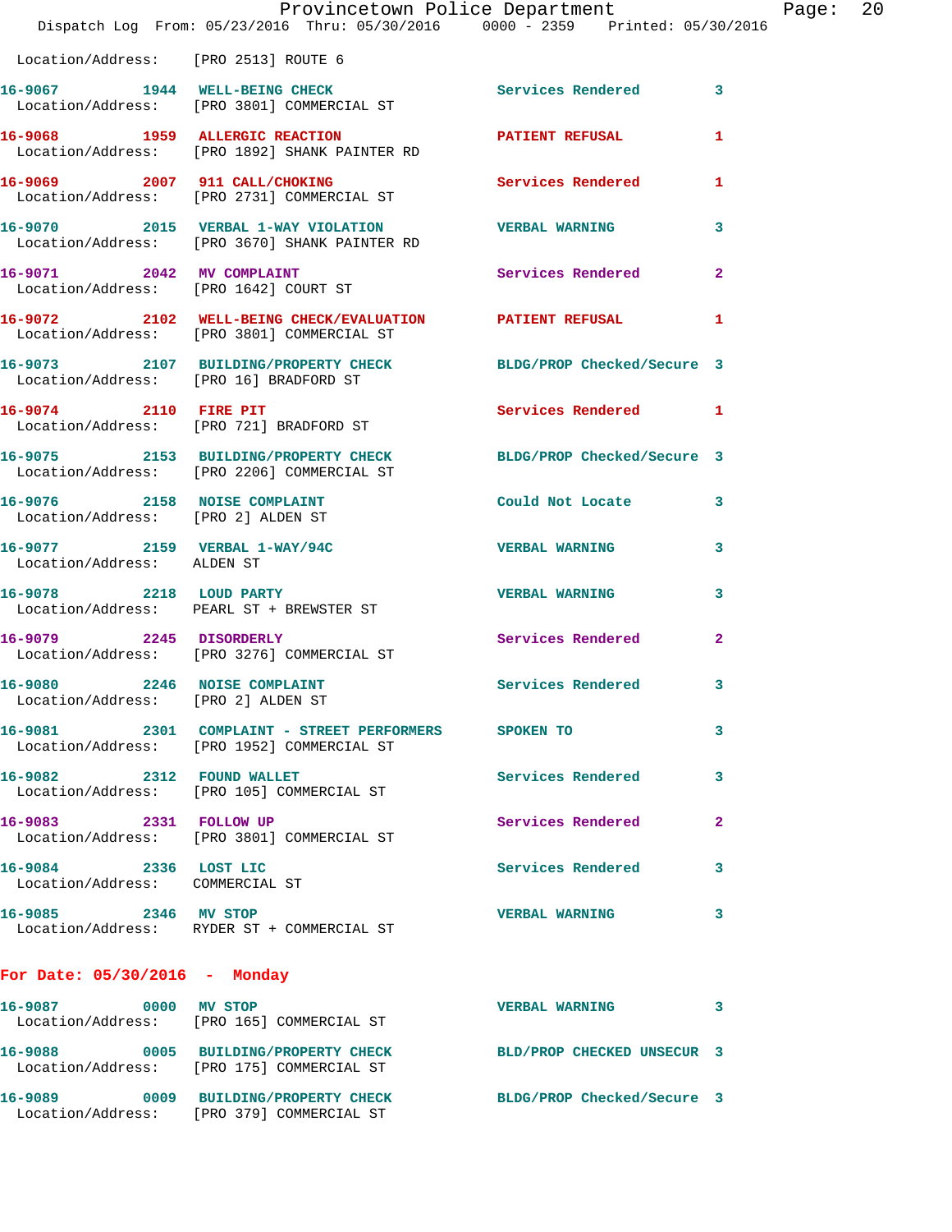Location/Address: [PRO 2513] ROUTE 6

16-9067 1944 WELL-BEING CHECK Services Rendered 3
Location/Address: [PRO 3801] COMMERCIAL ST

16-9068 1959 ALLERGIC REACTION PATIENT REFUSAL 1
Location/Address: [PRO 1892] SHANK PAINTER RD

16-9069 2007 911 CALL/CHOKING Services Rendered 1
Location/Address: [PRO 2731] COMMERCIAL ST

16-9070 2015 VERBAL 1-WAY VIOLATION VERBAL WARNING 3
Location/Address: [PRO 3670] SHANK PAINTER RD

16-9071 2042 MV COMPLAINT Services Rendered 2
Location/Address: [PRO 1642] COURT ST

16-9072 2102 WELL-BEING CHECK/EVALUATION PATIENT REFUSAL 1
Location/Address: [PRO 3801] COMMERCIAL ST

16-9073 2107 BUILDING/PROPERTY CHECK BLDG/PROP Checked/Secure 3
Location/Address: [PRO 16] BRADFORD ST

16-9074 2110 FIRE PIT Services Rendered 1
Location/Address: [PRO 721] BRADFORD ST

16-9075 2153 BUILDING/PROPERTY CHECK BLDG/PROP Checked/Secure 3
Location/Address: [PRO 2206] COMMERCIAL ST

16-9076 2158 NOISE COMPLAINT Could Not Locate 3
Location/Address: [PRO 2] ALDEN ST

16-9077 2159 VERBAL 1-WAY/94C VERBAL WARNING 3
Location/Address: ALDEN ST

16-9078 2218 LOUD PARTY VERBAL WARNING 3
Location/Address: PEARL ST + BREWSTER ST

16-9079 2245 DISORDERLY Services Rendered 2
Location/Address: [PRO 3276] COMMERCIAL ST

16-9080 2246 NOISE COMPLAINT Services Rendered 3
Location/Address: [PRO 2] ALDEN ST

16-9081 2301 COMPLAINT - STREET PERFORMERS SPOKEN TO 3
Location/Address: [PRO 1952] COMMERCIAL ST

16-9082 2312 FOUND WALLET Services Rendered 3
Location/Address: [PRO 105] COMMERCIAL ST

16-9083 2331 FOLLOW UP Services Rendered 2
Location/Address: [PRO 3801] COMMERCIAL ST

16-9084 2336 LOST LIC Services Rendered 3
Location/Address: COMMERCIAL ST

16-9085 2346 MV STOP VERBAL WARNING 3
Location/Address: RYDER ST + COMMERCIAL ST

## For Date: 05/30/2016 - Monday

16-9087 0000 MV STOP VERBAL WARNING 3
Location/Address: [PRO 165] COMMERCIAL ST

16-9088 0005 BUILDING/PROPERTY CHECK BLD/PROP CHECKED UNSECUR 3
Location/Address: [PRO 175] COMMERCIAL ST

16-9089 0009 BUILDING/PROPERTY CHECK BLDG/PROP Checked/Secure 3
Location/Address: [PRO 379] COMMERCIAL ST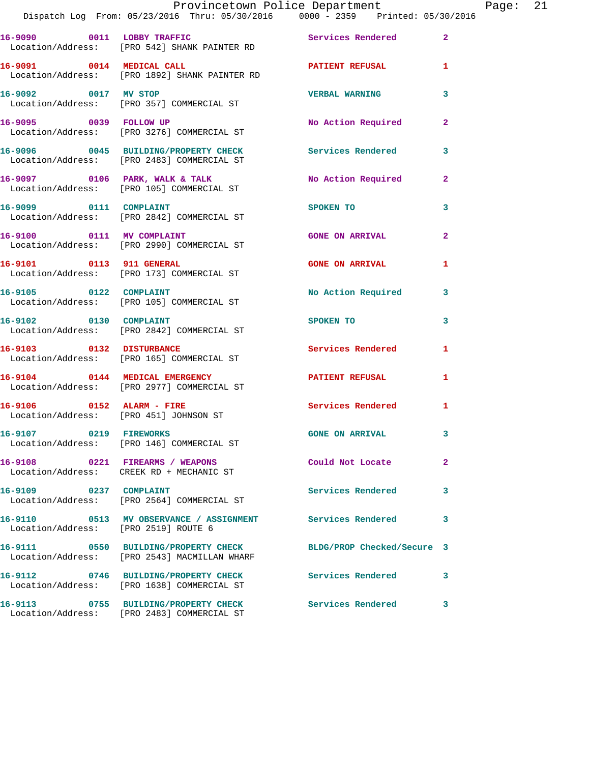| | | | | |
|---|---|---|---|---|
| 16-9090 | 0011 | LOBBY TRAFFIC | Services Rendered | 2 |
| Location/Address: | [PRO 542] SHANK PAINTER RD | | | |
| 16-9091 | 0014 | MEDICAL CALL | PATIENT REFUSAL | 1 |
| Location/Address: | [PRO 1892] SHANK PAINTER RD | | | |
| 16-9092 | 0017 | MV STOP | VERBAL WARNING | 3 |
| Location/Address: | [PRO 357] COMMERCIAL ST | | | |
| 16-9095 | 0039 | FOLLOW UP | No Action Required | 2 |
| Location/Address: | [PRO 3276] COMMERCIAL ST | | | |
| 16-9096 | 0045 | BUILDING/PROPERTY CHECK | Services Rendered | 3 |
| Location/Address: | [PRO 2483] COMMERCIAL ST | | | |
| 16-9097 | 0106 | PARK, WALK & TALK | No Action Required | 2 |
| Location/Address: | [PRO 105] COMMERCIAL ST | | | |
| 16-9099 | 0111 | COMPLAINT | SPOKEN TO | 3 |
| Location/Address: | [PRO 2842] COMMERCIAL ST | | | |
| 16-9100 | 0111 | MV COMPLAINT | GONE ON ARRIVAL | 2 |
| Location/Address: | [PRO 2990] COMMERCIAL ST | | | |
| 16-9101 | 0113 | 911 GENERAL | GONE ON ARRIVAL | 1 |
| Location/Address: | [PRO 173] COMMERCIAL ST | | | |
| 16-9105 | 0122 | COMPLAINT | No Action Required | 3 |
| Location/Address: | [PRO 105] COMMERCIAL ST | | | |
| 16-9102 | 0130 | COMPLAINT | SPOKEN TO | 3 |
| Location/Address: | [PRO 2842] COMMERCIAL ST | | | |
| 16-9103 | 0132 | DISTURBANCE | Services Rendered | 1 |
| Location/Address: | [PRO 165] COMMERCIAL ST | | | |
| 16-9104 | 0144 | MEDICAL EMERGENCY | PATIENT REFUSAL | 1 |
| Location/Address: | [PRO 2977] COMMERCIAL ST | | | |
| 16-9106 | 0152 | ALARM - FIRE | Services Rendered | 1 |
| Location/Address: | [PRO 451] JOHNSON ST | | | |
| 16-9107 | 0219 | FIREWORKS | GONE ON ARRIVAL | 3 |
| Location/Address: | [PRO 146] COMMERCIAL ST | | | |
| 16-9108 | 0221 | FIREARMS / WEAPONS | Could Not Locate | 2 |
| Location/Address: | CREEK RD + MECHANIC ST | | | |
| 16-9109 | 0237 | COMPLAINT | Services Rendered | 3 |
| Location/Address: | [PRO 2564] COMMERCIAL ST | | | |
| 16-9110 | 0513 | MV OBSERVANCE / ASSIGNMENT | Services Rendered | 3 |
| Location/Address: | [PRO 2519] ROUTE 6 | | | |
| 16-9111 | 0550 | BUILDING/PROPERTY CHECK | BLDG/PROP Checked/Secure | 3 |
| Location/Address: | [PRO 2543] MACMILLAN WHARF | | | |
| 16-9112 | 0746 | BUILDING/PROPERTY CHECK | Services Rendered | 3 |
| Location/Address: | [PRO 1638] COMMERCIAL ST | | | |
| 16-9113 | 0755 | BUILDING/PROPERTY CHECK | Services Rendered | 3 |
| Location/Address: | [PRO 2483] COMMERCIAL ST | | | |